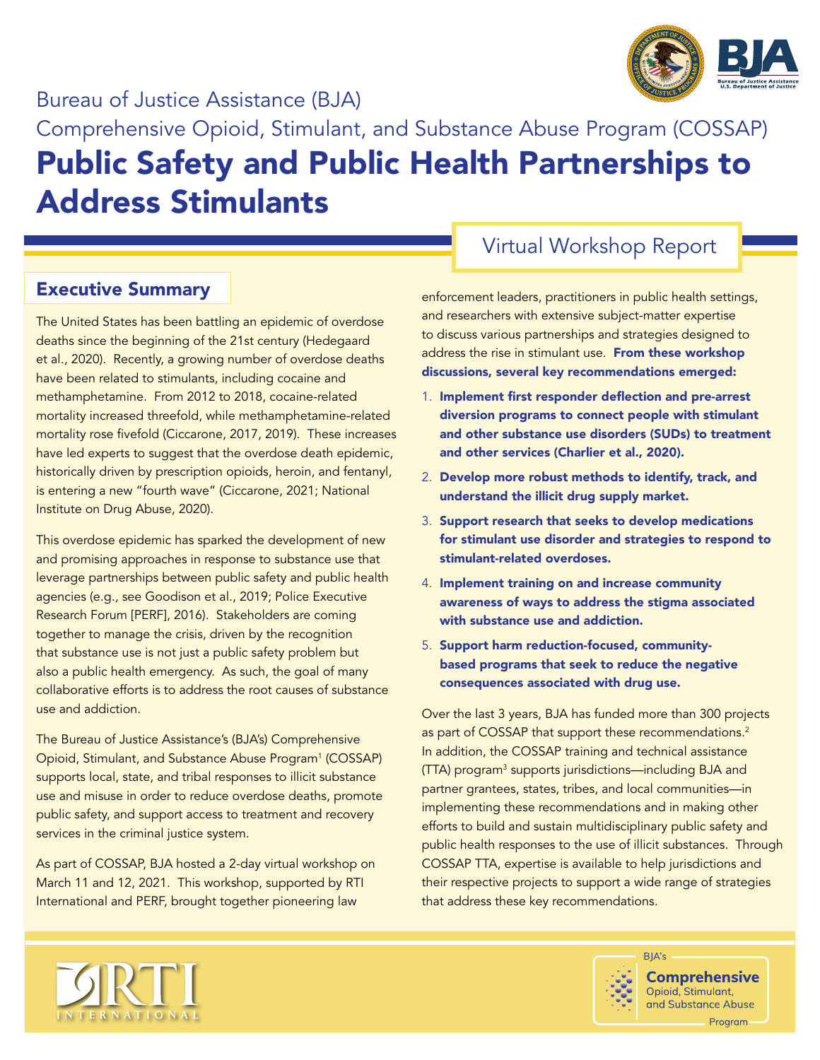Bureau of Justice Assistance (BJA)

Comprehensive Opioid, Stimulant, and Substance Abuse Program (COSSAP)

# Public Safety and Public Health Partnerships to Address Stimulants

## Virtual Workshop Report

## Executive Summary

The United States has been battling an epidemic of overdose deaths since the beginning of the 21st century (Hedegaard et al., 2020). Recently, a growing number of overdose deaths have been related to stimulants, including cocaine and methamphetamine. From 2012 to 2018, cocaine-related mortality increased threefold, while methamphetamine-related mortality rose fivefold (Ciccarone, 2017, 2019). These increases have led experts to suggest that the overdose death epidemic, historically driven by prescription opioids, heroin, and fentanyl, is entering a new "fourth wave" (Ciccarone, 2021; National Institute on Drug Abuse, 2020).

This overdose epidemic has sparked the development of new and promising approaches in response to substance use that leverage partnerships between public safety and public health agencies (e.g., see Goodison et al., 2019; Police Executive Research Forum [PERF], 2016). Stakeholders are coming together to manage the crisis, driven by the recognition that substance use is not just a public safety problem but also a public health emergency. As such, the goal of many collaborative efforts is to address the root causes of substance use and addiction.

The Bureau of Justice Assistance's (BJA's) Comprehensive Opioid, Stimulant, and Substance Abuse Program[1] (COSSAP) supports local, state, and tribal responses to illicit substance use and misuse in order to reduce overdose deaths, promote public safety, and support access to treatment and recovery services in the criminal justice system.

As part of COSSAP, BJA hosted a 2-day virtual workshop on March 11 and 12, 2021. This workshop, supported by RTI International and PERF, brought together pioneering law enforcement leaders, practitioners in public health settings, and researchers with extensive subject-matter expertise to discuss various partnerships and strategies designed to address the rise in stimulant use. **From these workshop discussions, several key recommendations emerged:**

1. **Implement first responder deflection and pre-arrest diversion programs to connect people with stimulant and other substance use disorders (SUDs) to treatment and other services (Charlier et al., 2020).**
2. **Develop more robust methods to identify, track, and understand the illicit drug supply market.**
3. **Support research that seeks to develop medications for stimulant use disorder and strategies to respond to stimulant-related overdoses.**
4. **Implement training on and increase community awareness of ways to address the stigma associated with substance use and addiction.**
5. **Support harm reduction-focused, community-based programs that seek to reduce the negative consequences associated with drug use.**

Over the last 3 years, BJA has funded more than 300 projects as part of COSSAP that support these recommendations.[2] In addition, the COSSAP training and technical assistance (TTA) program[3] supports jurisdictions—including BJA and partner grantees, states, tribes, and local communities—in implementing these recommendations and in making other efforts to build and sustain multidisciplinary public safety and public health responses to the use of illicit substances. Through COSSAP TTA, expertise is available to help jurisdictions and their respective projects to support a wide range of strategies that address these key recommendations.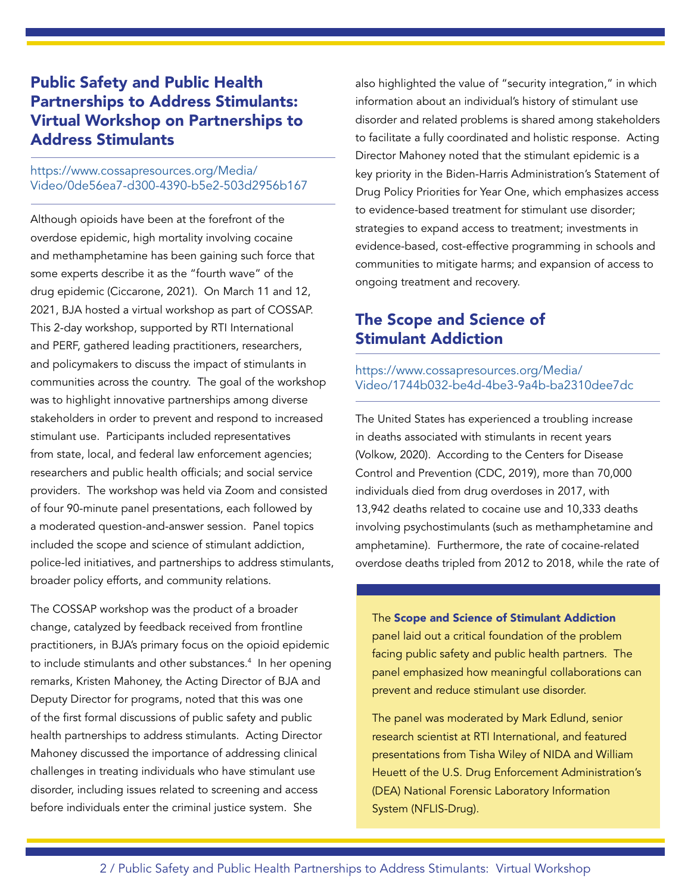## Public Safety and Public Health Partnerships to Address Stimulants: Virtual Workshop on Partnerships to Address Stimulants

https://www.cossapresources.org/Media/Video/0de56ea7-d300-4390-b5e2-503d2956b167

Although opioids have been at the forefront of the overdose epidemic, high mortality involving cocaine and methamphetamine has been gaining such force that some experts describe it as the "fourth wave" of the drug epidemic (Ciccarone, 2021). On March 11 and 12, 2021, BJA hosted a virtual workshop as part of COSSAP. This 2-day workshop, supported by RTI International and PERF, gathered leading practitioners, researchers, and policymakers to discuss the impact of stimulants in communities across the country. The goal of the workshop was to highlight innovative partnerships among diverse stakeholders in order to prevent and respond to increased stimulant use. Participants included representatives from state, local, and federal law enforcement agencies; researchers and public health officials; and social service providers. The workshop was held via Zoom and consisted of four 90-minute panel presentations, each followed by a moderated question-and-answer session. Panel topics included the scope and science of stimulant addiction, police-led initiatives, and partnerships to address stimulants, broader policy efforts, and community relations.

The COSSAP workshop was the product of a broader change, catalyzed by feedback received from frontline practitioners, in BJA's primary focus on the opioid epidemic to include stimulants and other substances.[4] In her opening remarks, Kristen Mahoney, the Acting Director of BJA and Deputy Director for programs, noted that this was one of the first formal discussions of public safety and public health partnerships to address stimulants. Acting Director Mahoney discussed the importance of addressing clinical challenges in treating individuals who have stimulant use disorder, including issues related to screening and access before individuals enter the criminal justice system. She also highlighted the value of "security integration," in which information about an individual's history of stimulant use disorder and related problems is shared among stakeholders to facilitate a fully coordinated and holistic response. Acting Director Mahoney noted that the stimulant epidemic is a key priority in the Biden-Harris Administration's Statement of Drug Policy Priorities for Year One, which emphasizes access to evidence-based treatment for stimulant use disorder; strategies to expand access to treatment; investments in evidence-based, cost-effective programming in schools and communities to mitigate harms; and expansion of access to ongoing treatment and recovery.

## The Scope and Science of Stimulant Addiction

https://www.cossapresources.org/Media/Video/1744b032-be4d-4be3-9a4b-ba2310dee7dc

The United States has experienced a troubling increase in deaths associated with stimulants in recent years (Volkow, 2020). According to the Centers for Disease Control and Prevention (CDC, 2019), more than 70,000 individuals died from drug overdoses in 2017, with 13,942 deaths related to cocaine use and 10,333 deaths involving psychostimulants (such as methamphetamine and amphetamine). Furthermore, the rate of cocaine-related overdose deaths tripled from 2012 to 2018, while the rate of

The **Scope and Science of Stimulant Addiction** panel laid out a critical foundation of the problem facing public safety and public health partners. The panel emphasized how meaningful collaborations can prevent and reduce stimulant use disorder.

The panel was moderated by Mark Edlund, senior research scientist at RTI International, and featured presentations from Tisha Wiley of NIDA and William Heuett of the U.S. Drug Enforcement Administration's (DEA) National Forensic Laboratory Information System (NFLIS-Drug).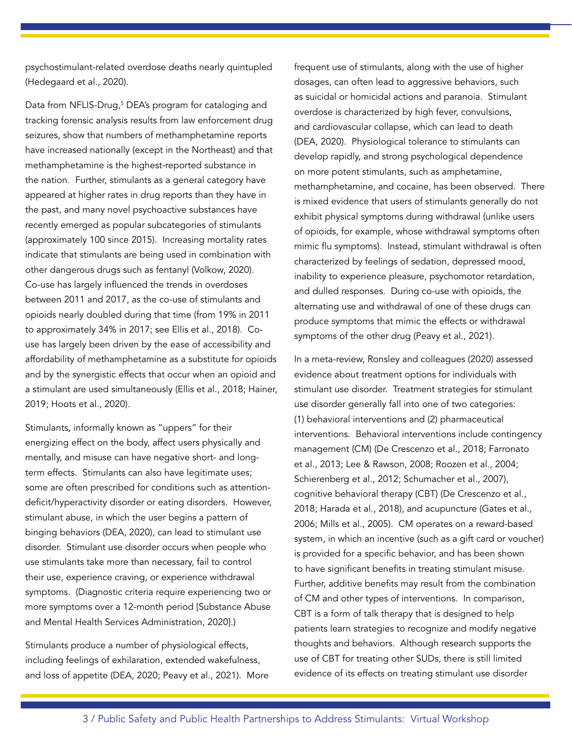psychostimulant-related overdose deaths nearly quintupled (Hedegaard et al., 2020).

Data from NFLIS-Drug,[5] DEA's program for cataloging and tracking forensic analysis results from law enforcement drug seizures, show that numbers of methamphetamine reports have increased nationally (except in the Northeast) and that methamphetamine is the highest-reported substance in the nation. Further, stimulants as a general category have appeared at higher rates in drug reports than they have in the past, and many novel psychoactive substances have recently emerged as popular subcategories of stimulants (approximately 100 since 2015). Increasing mortality rates indicate that stimulants are being used in combination with other dangerous drugs such as fentanyl (Volkow, 2020). Co-use has largely influenced the trends in overdoses between 2011 and 2017, as the co-use of stimulants and opioids nearly doubled during that time (from 19% in 2011 to approximately 34% in 2017; see Ellis et al., 2018). Co-use has largely been driven by the ease of accessibility and affordability of methamphetamine as a substitute for opioids and by the synergistic effects that occur when an opioid and a stimulant are used simultaneously (Ellis et al., 2018; Hainer, 2019; Hoots et al., 2020).

Stimulants, informally known as "uppers" for their energizing effect on the body, affect users physically and mentally, and misuse can have negative short- and long-term effects. Stimulants can also have legitimate uses; some are often prescribed for conditions such as attention-deficit/hyperactivity disorder or eating disorders. However, stimulant abuse, in which the user begins a pattern of binging behaviors (DEA, 2020), can lead to stimulant use disorder. Stimulant use disorder occurs when people who use stimulants take more than necessary, fail to control their use, experience craving, or experience withdrawal symptoms. (Diagnostic criteria require experiencing two or more symptoms over a 12-month period [Substance Abuse and Mental Health Services Administration, 2020].)

Stimulants produce a number of physiological effects, including feelings of exhilaration, extended wakefulness, and loss of appetite (DEA, 2020; Peavy et al., 2021). More frequent use of stimulants, along with the use of higher dosages, can often lead to aggressive behaviors, such as suicidal or homicidal actions and paranoia. Stimulant overdose is characterized by high fever, convulsions, and cardiovascular collapse, which can lead to death (DEA, 2020). Physiological tolerance to stimulants can develop rapidly, and strong psychological dependence on more potent stimulants, such as amphetamine, methamphetamine, and cocaine, has been observed. There is mixed evidence that users of stimulants generally do not exhibit physical symptoms during withdrawal (unlike users of opioids, for example, whose withdrawal symptoms often mimic flu symptoms). Instead, stimulant withdrawal is often characterized by feelings of sedation, depressed mood, inability to experience pleasure, psychomotor retardation, and dulled responses. During co-use with opioids, the alternating use and withdrawal of one of these drugs can produce symptoms that mimic the effects or withdrawal symptoms of the other drug (Peavy et al., 2021).

In a meta-review, Ronsley and colleagues (2020) assessed evidence about treatment options for individuals with stimulant use disorder. Treatment strategies for stimulant use disorder generally fall into one of two categories: (1) behavioral interventions and (2) pharmaceutical interventions. Behavioral interventions include contingency management (CM) (De Crescenzo et al., 2018; Farronato et al., 2013; Lee & Rawson, 2008; Roozen et al., 2004; Schierenberg et al., 2012; Schumacher et al., 2007), cognitive behavioral therapy (CBT) (De Crescenzo et al., 2018; Harada et al., 2018), and acupuncture (Gates et al., 2006; Mills et al., 2005). CM operates on a reward-based system, in which an incentive (such as a gift card or voucher) is provided for a specific behavior, and has been shown to have significant benefits in treating stimulant misuse. Further, additive benefits may result from the combination of CM and other types of interventions. In comparison, CBT is a form of talk therapy that is designed to help patients learn strategies to recognize and modify negative thoughts and behaviors. Although research supports the use of CBT for treating other SUDs, there is still limited evidence of its effects on treating stimulant use disorder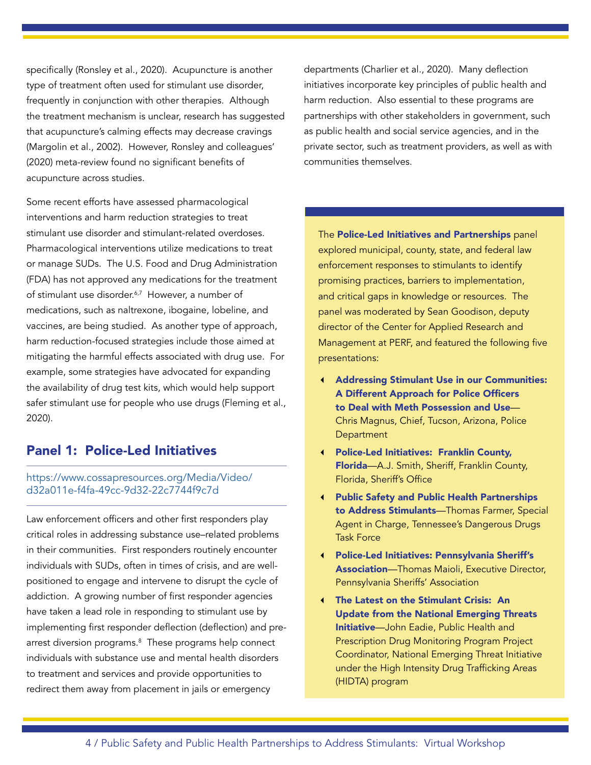specifically (Ronsley et al., 2020). Acupuncture is another type of treatment often used for stimulant use disorder, frequently in conjunction with other therapies. Although the treatment mechanism is unclear, research has suggested that acupuncture's calming effects may decrease cravings (Margolin et al., 2002). However, Ronsley and colleagues' (2020) meta-review found no significant benefits of acupuncture across studies.

Some recent efforts have assessed pharmacological interventions and harm reduction strategies to treat stimulant use disorder and stimulant-related overdoses. Pharmacological interventions utilize medications to treat or manage SUDs. The U.S. Food and Drug Administration (FDA) has not approved any medications for the treatment of stimulant use disorder.[6,7] However, a number of medications, such as naltrexone, ibogaine, lobeline, and vaccines, are being studied. As another type of approach, harm reduction-focused strategies include those aimed at mitigating the harmful effects associated with drug use. For example, some strategies have advocated for expanding the availability of drug test kits, which would help support safer stimulant use for people who use drugs (Fleming et al., 2020).

## Panel 1: Police-Led Initiatives

https://www.cossapresources.org/Media/Video/d32a011e-f4fa-49cc-9d32-22c7744f9c7d

Law enforcement officers and other first responders play critical roles in addressing substance use–related problems in their communities. First responders routinely encounter individuals with SUDs, often in times of crisis, and are well-positioned to engage and intervene to disrupt the cycle of addiction. A growing number of first responder agencies have taken a lead role in responding to stimulant use by implementing first responder deflection (deflection) and pre-arrest diversion programs.[8] These programs help connect individuals with substance use and mental health disorders to treatment and services and provide opportunities to redirect them away from placement in jails or emergency departments (Charlier et al., 2020). Many deflection initiatives incorporate key principles of public health and harm reduction. Also essential to these programs are partnerships with other stakeholders in government, such as public health and social service agencies, and in the private sector, such as treatment providers, as well as with communities themselves.

The **Police-Led Initiatives and Partnerships** panel explored municipal, county, state, and federal law enforcement responses to stimulants to identify promising practices, barriers to implementation, and critical gaps in knowledge or resources. The panel was moderated by Sean Goodison, deputy director of the Center for Applied Research and Management at PERF, and featured the following five presentations:

- **Addressing Stimulant Use in our Communities: A Different Approach for Police Officers to Deal with Meth Possession and Use**—Chris Magnus, Chief, Tucson, Arizona, Police Department
- **Police-Led Initiatives: Franklin County, Florida**—A.J. Smith, Sheriff, Franklin County, Florida, Sheriff's Office
- **Public Safety and Public Health Partnerships to Address Stimulants**—Thomas Farmer, Special Agent in Charge, Tennessee's Dangerous Drugs Task Force
- **Police-Led Initiatives: Pennsylvania Sheriff's Association**—Thomas Maioli, Executive Director, Pennsylvania Sheriffs' Association
- **The Latest on the Stimulant Crisis: An Update from the National Emerging Threats Initiative**—John Eadie, Public Health and Prescription Drug Monitoring Program Project Coordinator, National Emerging Threat Initiative under the High Intensity Drug Trafficking Areas (HIDTA) program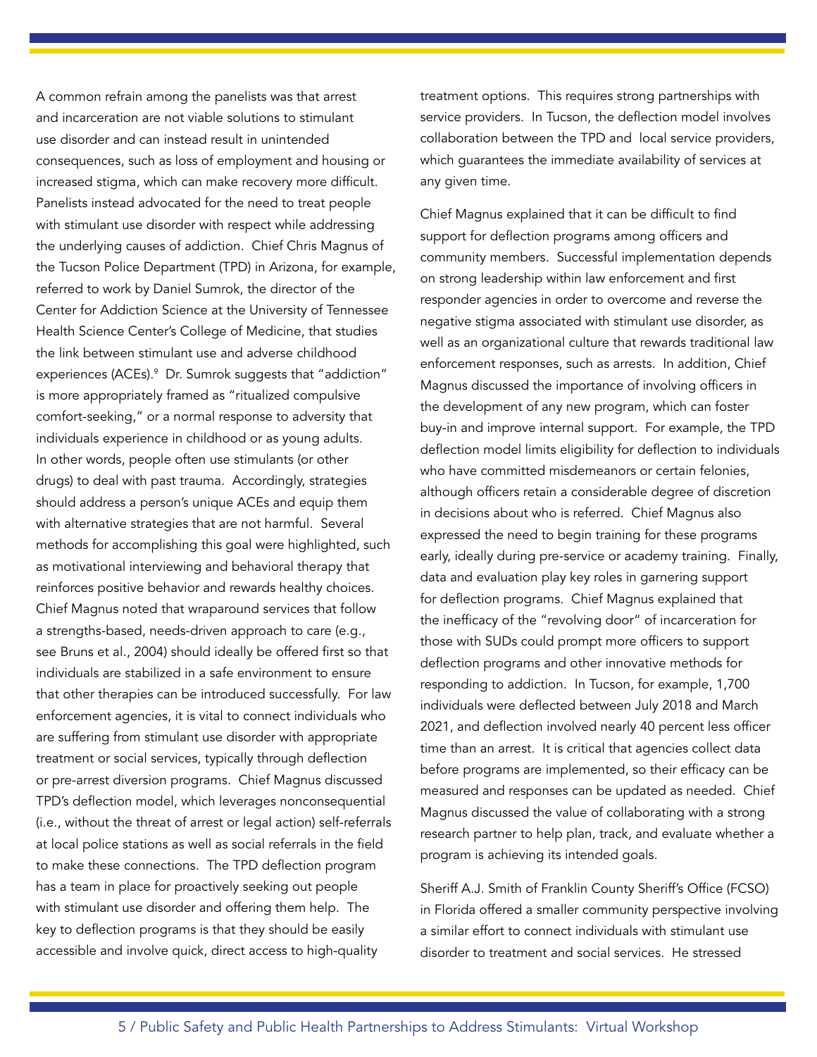A common refrain among the panelists was that arrest and incarceration are not viable solutions to stimulant use disorder and can instead result in unintended consequences, such as loss of employment and housing or increased stigma, which can make recovery more difficult. Panelists instead advocated for the need to treat people with stimulant use disorder with respect while addressing the underlying causes of addiction. Chief Chris Magnus of the Tucson Police Department (TPD) in Arizona, for example, referred to work by Daniel Sumrok, the director of the Center for Addiction Science at the University of Tennessee Health Science Center's College of Medicine, that studies the link between stimulant use and adverse childhood experiences (ACEs).[9] Dr. Sumrok suggests that "addiction" is more appropriately framed as "ritualized compulsive comfort-seeking," or a normal response to adversity that individuals experience in childhood or as young adults. In other words, people often use stimulants (or other drugs) to deal with past trauma. Accordingly, strategies should address a person's unique ACEs and equip them with alternative strategies that are not harmful. Several methods for accomplishing this goal were highlighted, such as motivational interviewing and behavioral therapy that reinforces positive behavior and rewards healthy choices. Chief Magnus noted that wraparound services that follow a strengths-based, needs-driven approach to care (e.g., see Bruns et al., 2004) should ideally be offered first so that individuals are stabilized in a safe environment to ensure that other therapies can be introduced successfully. For law enforcement agencies, it is vital to connect individuals who are suffering from stimulant use disorder with appropriate treatment or social services, typically through deflection or pre-arrest diversion programs. Chief Magnus discussed TPD's deflection model, which leverages nonconsequential (i.e., without the threat of arrest or legal action) self-referrals at local police stations as well as social referrals in the field to make these connections. The TPD deflection program has a team in place for proactively seeking out people with stimulant use disorder and offering them help. The key to deflection programs is that they should be easily accessible and involve quick, direct access to high-quality treatment options. This requires strong partnerships with service providers. In Tucson, the deflection model involves collaboration between the TPD and local service providers, which guarantees the immediate availability of services at any given time.

Chief Magnus explained that it can be difficult to find support for deflection programs among officers and community members. Successful implementation depends on strong leadership within law enforcement and first responder agencies in order to overcome and reverse the negative stigma associated with stimulant use disorder, as well as an organizational culture that rewards traditional law enforcement responses, such as arrests. In addition, Chief Magnus discussed the importance of involving officers in the development of any new program, which can foster buy-in and improve internal support. For example, the TPD deflection model limits eligibility for deflection to individuals who have committed misdemeanors or certain felonies, although officers retain a considerable degree of discretion in decisions about who is referred. Chief Magnus also expressed the need to begin training for these programs early, ideally during pre-service or academy training. Finally, data and evaluation play key roles in garnering support for deflection programs. Chief Magnus explained that the inefficacy of the "revolving door" of incarceration for those with SUDs could prompt more officers to support deflection programs and other innovative methods for responding to addiction. In Tucson, for example, 1,700 individuals were deflected between July 2018 and March 2021, and deflection involved nearly 40 percent less officer time than an arrest. It is critical that agencies collect data before programs are implemented, so their efficacy can be measured and responses can be updated as needed. Chief Magnus discussed the value of collaborating with a strong research partner to help plan, track, and evaluate whether a program is achieving its intended goals.

Sheriff A.J. Smith of Franklin County Sheriff's Office (FCSO) in Florida offered a smaller community perspective involving a similar effort to connect individuals with stimulant use disorder to treatment and social services. He stressed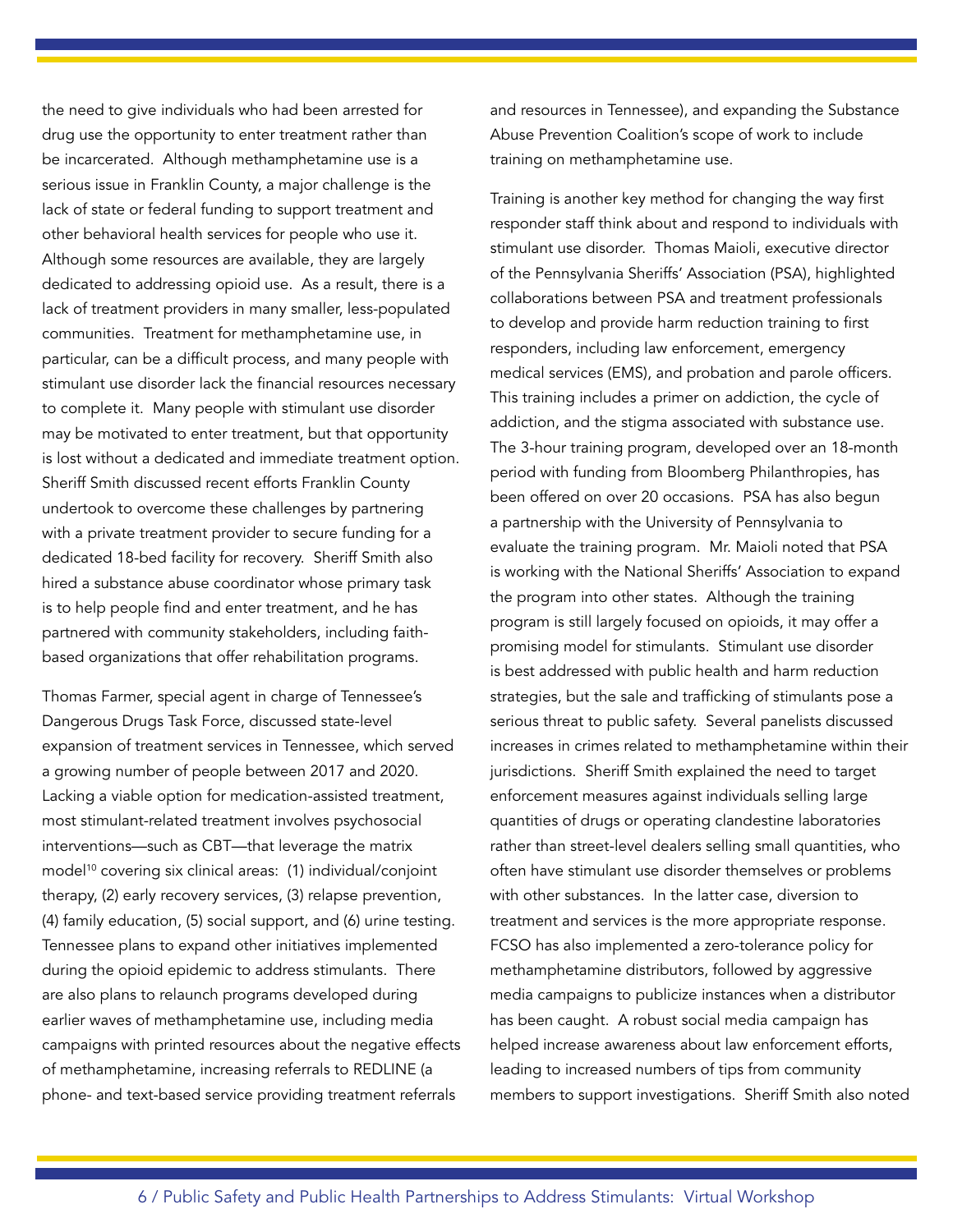the need to give individuals who had been arrested for drug use the opportunity to enter treatment rather than be incarcerated. Although methamphetamine use is a serious issue in Franklin County, a major challenge is the lack of state or federal funding to support treatment and other behavioral health services for people who use it. Although some resources are available, they are largely dedicated to addressing opioid use. As a result, there is a lack of treatment providers in many smaller, less-populated communities. Treatment for methamphetamine use, in particular, can be a difficult process, and many people with stimulant use disorder lack the financial resources necessary to complete it. Many people with stimulant use disorder may be motivated to enter treatment, but that opportunity is lost without a dedicated and immediate treatment option. Sheriff Smith discussed recent efforts Franklin County undertook to overcome these challenges by partnering with a private treatment provider to secure funding for a dedicated 18-bed facility for recovery. Sheriff Smith also hired a substance abuse coordinator whose primary task is to help people find and enter treatment, and he has partnered with community stakeholders, including faith-based organizations that offer rehabilitation programs.

Thomas Farmer, special agent in charge of Tennessee's Dangerous Drugs Task Force, discussed state-level expansion of treatment services in Tennessee, which served a growing number of people between 2017 and 2020. Lacking a viable option for medication-assisted treatment, most stimulant-related treatment involves psychosocial interventions—such as CBT—that leverage the matrix model[10] covering six clinical areas: (1) individual/conjoint therapy, (2) early recovery services, (3) relapse prevention, (4) family education, (5) social support, and (6) urine testing. Tennessee plans to expand other initiatives implemented during the opioid epidemic to address stimulants. There are also plans to relaunch programs developed during earlier waves of methamphetamine use, including media campaigns with printed resources about the negative effects of methamphetamine, increasing referrals to REDLINE (a phone- and text-based service providing treatment referrals and resources in Tennessee), and expanding the Substance Abuse Prevention Coalition's scope of work to include training on methamphetamine use.

Training is another key method for changing the way first responder staff think about and respond to individuals with stimulant use disorder. Thomas Maioli, executive director of the Pennsylvania Sheriffs' Association (PSA), highlighted collaborations between PSA and treatment professionals to develop and provide harm reduction training to first responders, including law enforcement, emergency medical services (EMS), and probation and parole officers. This training includes a primer on addiction, the cycle of addiction, and the stigma associated with substance use. The 3-hour training program, developed over an 18-month period with funding from Bloomberg Philanthropies, has been offered on over 20 occasions. PSA has also begun a partnership with the University of Pennsylvania to evaluate the training program. Mr. Maioli noted that PSA is working with the National Sheriffs' Association to expand the program into other states. Although the training program is still largely focused on opioids, it may offer a promising model for stimulants. Stimulant use disorder is best addressed with public health and harm reduction strategies, but the sale and trafficking of stimulants pose a serious threat to public safety. Several panelists discussed increases in crimes related to methamphetamine within their jurisdictions. Sheriff Smith explained the need to target enforcement measures against individuals selling large quantities of drugs or operating clandestine laboratories rather than street-level dealers selling small quantities, who often have stimulant use disorder themselves or problems with other substances. In the latter case, diversion to treatment and services is the more appropriate response. FCSO has also implemented a zero-tolerance policy for methamphetamine distributors, followed by aggressive media campaigns to publicize instances when a distributor has been caught. A robust social media campaign has helped increase awareness about law enforcement efforts, leading to increased numbers of tips from community members to support investigations. Sheriff Smith also noted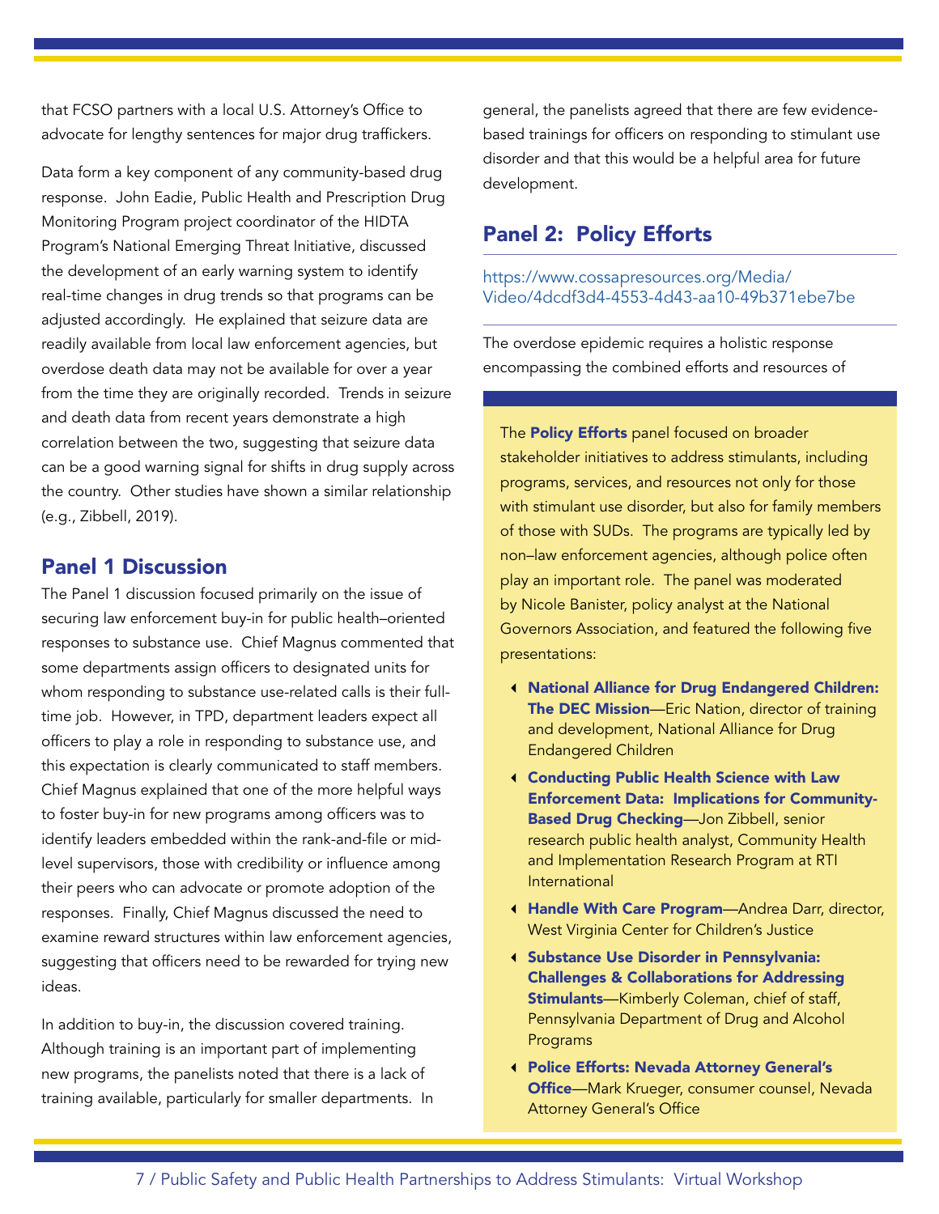that FCSO partners with a local U.S. Attorney's Office to advocate for lengthy sentences for major drug traffickers.

Data form a key component of any community-based drug response. John Eadie, Public Health and Prescription Drug Monitoring Program project coordinator of the HIDTA Program's National Emerging Threat Initiative, discussed the development of an early warning system to identify real-time changes in drug trends so that programs can be adjusted accordingly. He explained that seizure data are readily available from local law enforcement agencies, but overdose death data may not be available for over a year from the time they are originally recorded. Trends in seizure and death data from recent years demonstrate a high correlation between the two, suggesting that seizure data can be a good warning signal for shifts in drug supply across the country. Other studies have shown a similar relationship (e.g., Zibbell, 2019).

## Panel 1 Discussion

The Panel 1 discussion focused primarily on the issue of securing law enforcement buy-in for public health–oriented responses to substance use. Chief Magnus commented that some departments assign officers to designated units for whom responding to substance use-related calls is their full-time job. However, in TPD, department leaders expect all officers to play a role in responding to substance use, and this expectation is clearly communicated to staff members. Chief Magnus explained that one of the more helpful ways to foster buy-in for new programs among officers was to identify leaders embedded within the rank-and-file or mid-level supervisors, those with credibility or influence among their peers who can advocate or promote adoption of the responses. Finally, Chief Magnus discussed the need to examine reward structures within law enforcement agencies, suggesting that officers need to be rewarded for trying new ideas.

In addition to buy-in, the discussion covered training. Although training is an important part of implementing new programs, the panelists noted that there is a lack of training available, particularly for smaller departments. In general, the panelists agreed that there are few evidence-based trainings for officers on responding to stimulant use disorder and that this would be a helpful area for future development.

## Panel 2: Policy Efforts

https://www.cossapresources.org/Media/Video/4dcdf3d4-4553-4d43-aa10-49b371ebe7be

The overdose epidemic requires a holistic response encompassing the combined efforts and resources of

The **Policy Efforts** panel focused on broader stakeholder initiatives to address stimulants, including programs, services, and resources not only for those with stimulant use disorder, but also for family members of those with SUDs. The programs are typically led by non–law enforcement agencies, although police often play an important role. The panel was moderated by Nicole Banister, policy analyst at the National Governors Association, and featured the following five presentations:

- **National Alliance for Drug Endangered Children: The DEC Mission**—Eric Nation, director of training and development, National Alliance for Drug Endangered Children
- **Conducting Public Health Science with Law Enforcement Data: Implications for Community-Based Drug Checking**—Jon Zibbell, senior research public health analyst, Community Health and Implementation Research Program at RTI International
- **Handle With Care Program**—Andrea Darr, director, West Virginia Center for Children's Justice
- **Substance Use Disorder in Pennsylvania: Challenges & Collaborations for Addressing Stimulants**—Kimberly Coleman, chief of staff, Pennsylvania Department of Drug and Alcohol Programs
- **Police Efforts: Nevada Attorney General's Office**—Mark Krueger, consumer counsel, Nevada Attorney General's Office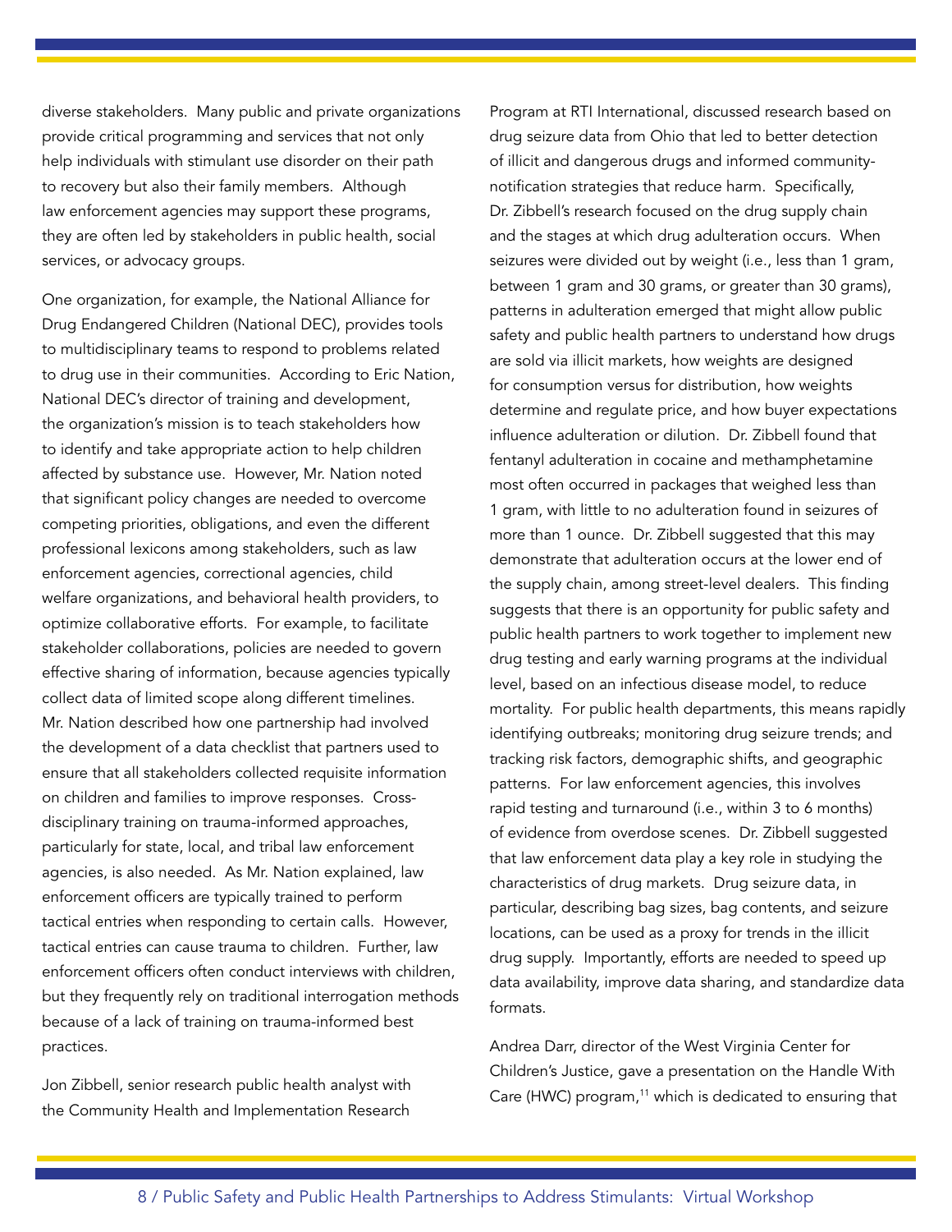diverse stakeholders. Many public and private organizations provide critical programming and services that not only help individuals with stimulant use disorder on their path to recovery but also their family members. Although law enforcement agencies may support these programs, they are often led by stakeholders in public health, social services, or advocacy groups.

One organization, for example, the National Alliance for Drug Endangered Children (National DEC), provides tools to multidisciplinary teams to respond to problems related to drug use in their communities. According to Eric Nation, National DEC's director of training and development, the organization's mission is to teach stakeholders how to identify and take appropriate action to help children affected by substance use. However, Mr. Nation noted that significant policy changes are needed to overcome competing priorities, obligations, and even the different professional lexicons among stakeholders, such as law enforcement agencies, correctional agencies, child welfare organizations, and behavioral health providers, to optimize collaborative efforts. For example, to facilitate stakeholder collaborations, policies are needed to govern effective sharing of information, because agencies typically collect data of limited scope along different timelines. Mr. Nation described how one partnership had involved the development of a data checklist that partners used to ensure that all stakeholders collected requisite information on children and families to improve responses. Cross-disciplinary training on trauma-informed approaches, particularly for state, local, and tribal law enforcement agencies, is also needed. As Mr. Nation explained, law enforcement officers are typically trained to perform tactical entries when responding to certain calls. However, tactical entries can cause trauma to children. Further, law enforcement officers often conduct interviews with children, but they frequently rely on traditional interrogation methods because of a lack of training on trauma-informed best practices.

Jon Zibbell, senior research public health analyst with the Community Health and Implementation Research Program at RTI International, discussed research based on drug seizure data from Ohio that led to better detection of illicit and dangerous drugs and informed community-notification strategies that reduce harm. Specifically, Dr. Zibbell's research focused on the drug supply chain and the stages at which drug adulteration occurs. When seizures were divided out by weight (i.e., less than 1 gram, between 1 gram and 30 grams, or greater than 30 grams), patterns in adulteration emerged that might allow public safety and public health partners to understand how drugs are sold via illicit markets, how weights are designed for consumption versus for distribution, how weights determine and regulate price, and how buyer expectations influence adulteration or dilution. Dr. Zibbell found that fentanyl adulteration in cocaine and methamphetamine most often occurred in packages that weighed less than 1 gram, with little to no adulteration found in seizures of more than 1 ounce. Dr. Zibbell suggested that this may demonstrate that adulteration occurs at the lower end of the supply chain, among street-level dealers. This finding suggests that there is an opportunity for public safety and public health partners to work together to implement new drug testing and early warning programs at the individual level, based on an infectious disease model, to reduce mortality. For public health departments, this means rapidly identifying outbreaks; monitoring drug seizure trends; and tracking risk factors, demographic shifts, and geographic patterns. For law enforcement agencies, this involves rapid testing and turnaround (i.e., within 3 to 6 months) of evidence from overdose scenes. Dr. Zibbell suggested that law enforcement data play a key role in studying the characteristics of drug markets. Drug seizure data, in particular, describing bag sizes, bag contents, and seizure locations, can be used as a proxy for trends in the illicit drug supply. Importantly, efforts are needed to speed up data availability, improve data sharing, and standardize data formats.

Andrea Darr, director of the West Virginia Center for Children's Justice, gave a presentation on the Handle With Care (HWC) program,[11] which is dedicated to ensuring that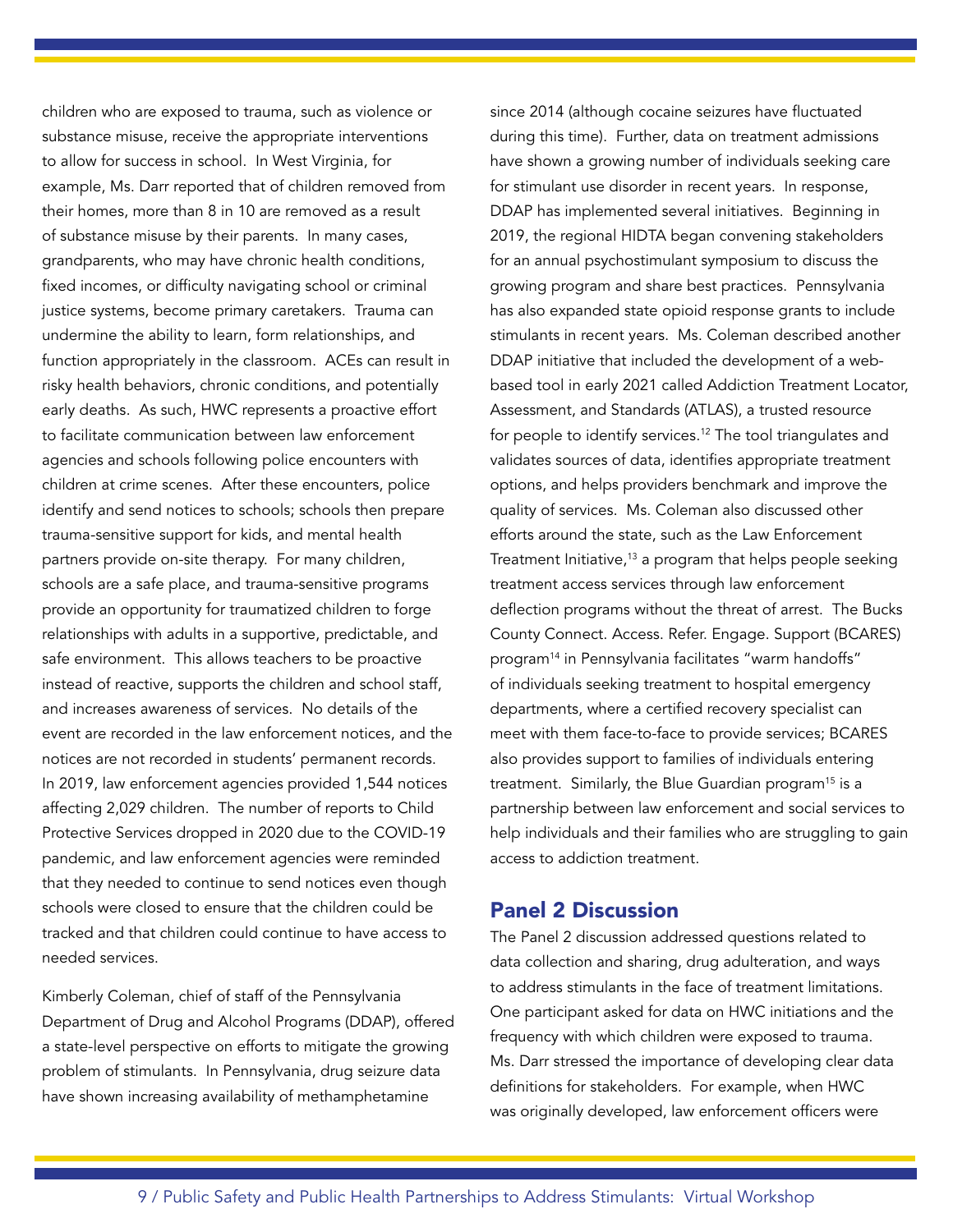children who are exposed to trauma, such as violence or substance misuse, receive the appropriate interventions to allow for success in school. In West Virginia, for example, Ms. Darr reported that of children removed from their homes, more than 8 in 10 are removed as a result of substance misuse by their parents. In many cases, grandparents, who may have chronic health conditions, fixed incomes, or difficulty navigating school or criminal justice systems, become primary caretakers. Trauma can undermine the ability to learn, form relationships, and function appropriately in the classroom. ACEs can result in risky health behaviors, chronic conditions, and potentially early deaths. As such, HWC represents a proactive effort to facilitate communication between law enforcement agencies and schools following police encounters with children at crime scenes. After these encounters, police identify and send notices to schools; schools then prepare trauma-sensitive support for kids, and mental health partners provide on-site therapy. For many children, schools are a safe place, and trauma-sensitive programs provide an opportunity for traumatized children to forge relationships with adults in a supportive, predictable, and safe environment. This allows teachers to be proactive instead of reactive, supports the children and school staff, and increases awareness of services. No details of the event are recorded in the law enforcement notices, and the notices are not recorded in students' permanent records. In 2019, law enforcement agencies provided 1,544 notices affecting 2,029 children. The number of reports to Child Protective Services dropped in 2020 due to the COVID-19 pandemic, and law enforcement agencies were reminded that they needed to continue to send notices even though schools were closed to ensure that the children could be tracked and that children could continue to have access to needed services.

Kimberly Coleman, chief of staff of the Pennsylvania Department of Drug and Alcohol Programs (DDAP), offered a state-level perspective on efforts to mitigate the growing problem of stimulants. In Pennsylvania, drug seizure data have shown increasing availability of methamphetamine since 2014 (although cocaine seizures have fluctuated during this time). Further, data on treatment admissions have shown a growing number of individuals seeking care for stimulant use disorder in recent years. In response, DDAP has implemented several initiatives. Beginning in 2019, the regional HIDTA began convening stakeholders for an annual psychostimulant symposium to discuss the growing program and share best practices. Pennsylvania has also expanded state opioid response grants to include stimulants in recent years. Ms. Coleman described another DDAP initiative that included the development of a web-based tool in early 2021 called Addiction Treatment Locator, Assessment, and Standards (ATLAS), a trusted resource for people to identify services.[12] The tool triangulates and validates sources of data, identifies appropriate treatment options, and helps providers benchmark and improve the quality of services. Ms. Coleman also discussed other efforts around the state, such as the Law Enforcement Treatment Initiative,[13] a program that helps people seeking treatment access services through law enforcement deflection programs without the threat of arrest. The Bucks County Connect. Access. Refer. Engage. Support (BCARES) program[14] in Pennsylvania facilitates "warm handoffs" of individuals seeking treatment to hospital emergency departments, where a certified recovery specialist can meet with them face-to-face to provide services; BCARES also provides support to families of individuals entering treatment. Similarly, the Blue Guardian program[15] is a partnership between law enforcement and social services to help individuals and their families who are struggling to gain access to addiction treatment.

## Panel 2 Discussion

The Panel 2 discussion addressed questions related to data collection and sharing, drug adulteration, and ways to address stimulants in the face of treatment limitations. One participant asked for data on HWC initiations and the frequency with which children were exposed to trauma. Ms. Darr stressed the importance of developing clear data definitions for stakeholders. For example, when HWC was originally developed, law enforcement officers were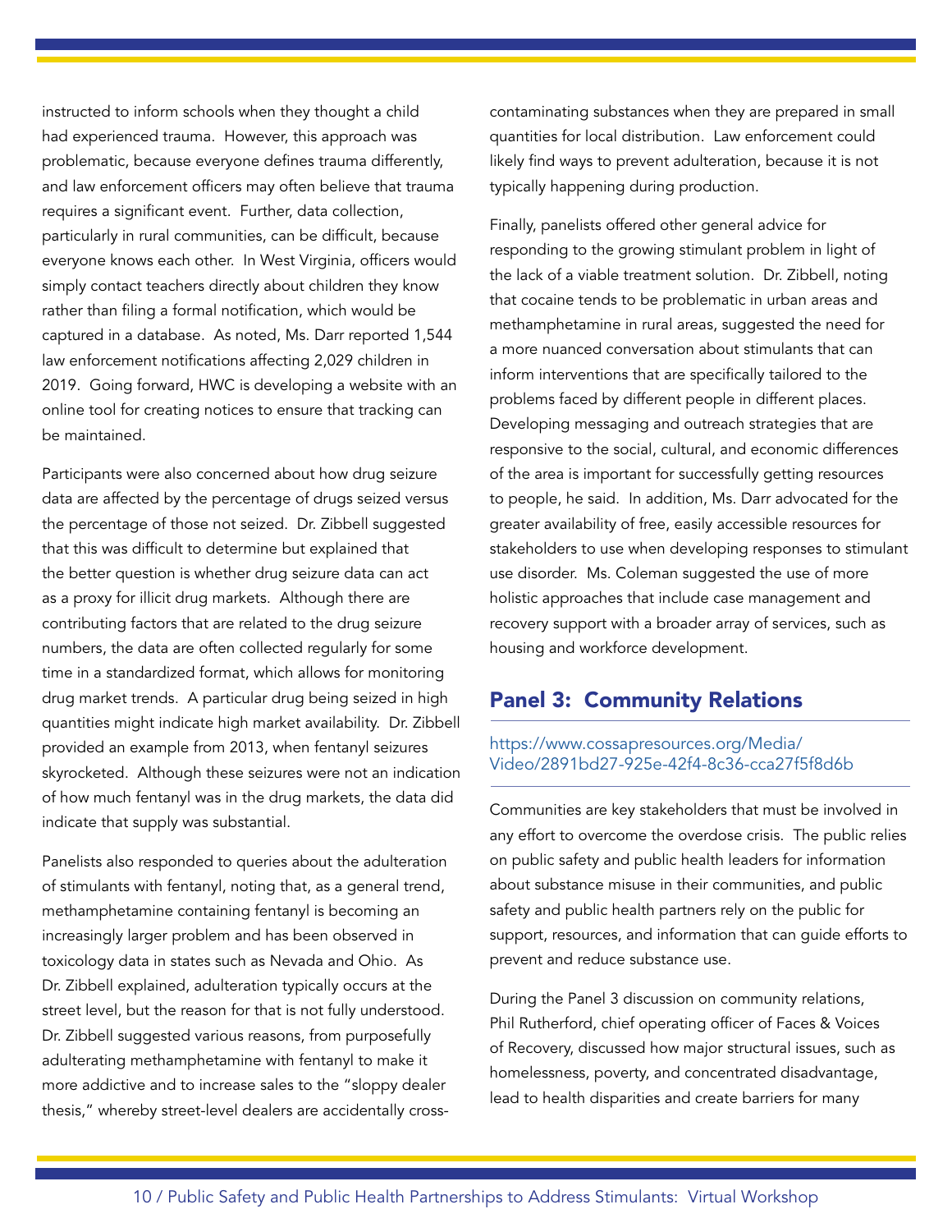instructed to inform schools when they thought a child had experienced trauma. However, this approach was problematic, because everyone defines trauma differently, and law enforcement officers may often believe that trauma requires a significant event. Further, data collection, particularly in rural communities, can be difficult, because everyone knows each other. In West Virginia, officers would simply contact teachers directly about children they know rather than filing a formal notification, which would be captured in a database. As noted, Ms. Darr reported 1,544 law enforcement notifications affecting 2,029 children in 2019. Going forward, HWC is developing a website with an online tool for creating notices to ensure that tracking can be maintained.

Participants were also concerned about how drug seizure data are affected by the percentage of drugs seized versus the percentage of those not seized. Dr. Zibbell suggested that this was difficult to determine but explained that the better question is whether drug seizure data can act as a proxy for illicit drug markets. Although there are contributing factors that are related to the drug seizure numbers, the data are often collected regularly for some time in a standardized format, which allows for monitoring drug market trends. A particular drug being seized in high quantities might indicate high market availability. Dr. Zibbell provided an example from 2013, when fentanyl seizures skyrocketed. Although these seizures were not an indication of how much fentanyl was in the drug markets, the data did indicate that supply was substantial.

Panelists also responded to queries about the adulteration of stimulants with fentanyl, noting that, as a general trend, methamphetamine containing fentanyl is becoming an increasingly larger problem and has been observed in toxicology data in states such as Nevada and Ohio. As Dr. Zibbell explained, adulteration typically occurs at the street level, but the reason for that is not fully understood. Dr. Zibbell suggested various reasons, from purposefully adulterating methamphetamine with fentanyl to make it more addictive and to increase sales to the "sloppy dealer thesis," whereby street-level dealers are accidentally cross-contaminating substances when they are prepared in small quantities for local distribution. Law enforcement could likely find ways to prevent adulteration, because it is not typically happening during production.

Finally, panelists offered other general advice for responding to the growing stimulant problem in light of the lack of a viable treatment solution. Dr. Zibbell, noting that cocaine tends to be problematic in urban areas and methamphetamine in rural areas, suggested the need for a more nuanced conversation about stimulants that can inform interventions that are specifically tailored to the problems faced by different people in different places. Developing messaging and outreach strategies that are responsive to the social, cultural, and economic differences of the area is important for successfully getting resources to people, he said. In addition, Ms. Darr advocated for the greater availability of free, easily accessible resources for stakeholders to use when developing responses to stimulant use disorder. Ms. Coleman suggested the use of more holistic approaches that include case management and recovery support with a broader array of services, such as housing and workforce development.

## Panel 3: Community Relations

https://www.cossapresources.org/Media/Video/2891bd27-925e-42f4-8c36-cca27f5f8d6b

Communities are key stakeholders that must be involved in any effort to overcome the overdose crisis. The public relies on public safety and public health leaders for information about substance misuse in their communities, and public safety and public health partners rely on the public for support, resources, and information that can guide efforts to prevent and reduce substance use.

During the Panel 3 discussion on community relations, Phil Rutherford, chief operating officer of Faces & Voices of Recovery, discussed how major structural issues, such as homelessness, poverty, and concentrated disadvantage, lead to health disparities and create barriers for many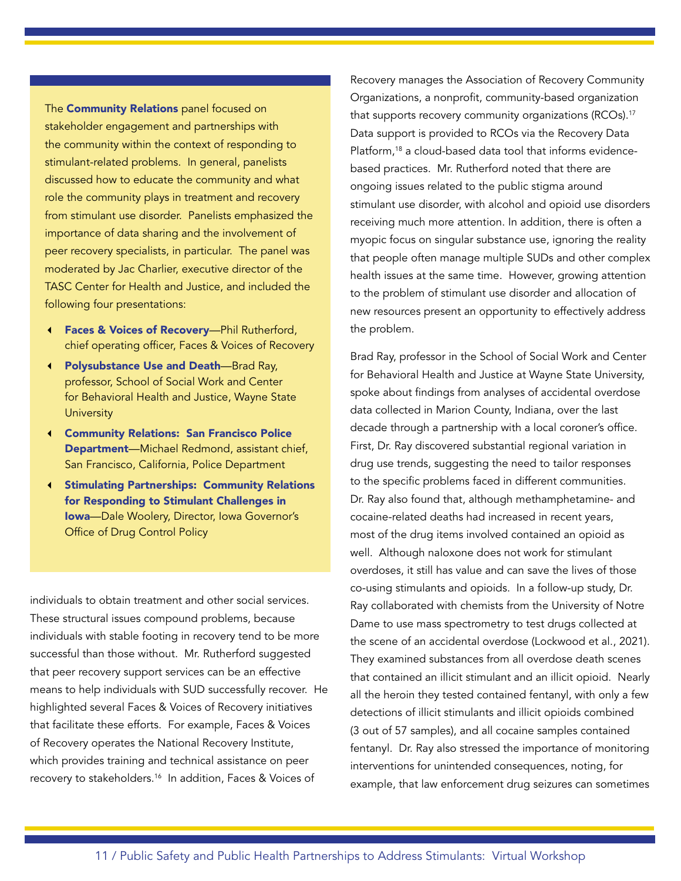The **Community Relations** panel focused on stakeholder engagement and partnerships with the community within the context of responding to stimulant-related problems. In general, panelists discussed how to educate the community and what role the community plays in treatment and recovery from stimulant use disorder. Panelists emphasized the importance of data sharing and the involvement of peer recovery specialists, in particular. The panel was moderated by Jac Charlier, executive director of the TASC Center for Health and Justice, and included the following four presentations:

- **Faces & Voices of Recovery**—Phil Rutherford, chief operating officer, Faces & Voices of Recovery
- **Polysubstance Use and Death**—Brad Ray, professor, School of Social Work and Center for Behavioral Health and Justice, Wayne State University
- **Community Relations: San Francisco Police Department**—Michael Redmond, assistant chief, San Francisco, California, Police Department
- **Stimulating Partnerships: Community Relations for Responding to Stimulant Challenges in Iowa**—Dale Woolery, Director, Iowa Governor's Office of Drug Control Policy

individuals to obtain treatment and other social services. These structural issues compound problems, because individuals with stable footing in recovery tend to be more successful than those without. Mr. Rutherford suggested that peer recovery support services can be an effective means to help individuals with SUD successfully recover. He highlighted several Faces & Voices of Recovery initiatives that facilitate these efforts. For example, Faces & Voices of Recovery operates the National Recovery Institute, which provides training and technical assistance on peer recovery to stakeholders.[16] In addition, Faces & Voices of Recovery manages the Association of Recovery Community Organizations, a nonprofit, community-based organization that supports recovery community organizations (RCOs).[17] Data support is provided to RCOs via the Recovery Data Platform,[18] a cloud-based data tool that informs evidence-based practices. Mr. Rutherford noted that there are ongoing issues related to the public stigma around stimulant use disorder, with alcohol and opioid use disorders receiving much more attention. In addition, there is often a myopic focus on singular substance use, ignoring the reality that people often manage multiple SUDs and other complex health issues at the same time. However, growing attention to the problem of stimulant use disorder and allocation of new resources present an opportunity to effectively address the problem.

Brad Ray, professor in the School of Social Work and Center for Behavioral Health and Justice at Wayne State University, spoke about findings from analyses of accidental overdose data collected in Marion County, Indiana, over the last decade through a partnership with a local coroner's office. First, Dr. Ray discovered substantial regional variation in drug use trends, suggesting the need to tailor responses to the specific problems faced in different communities. Dr. Ray also found that, although methamphetamine- and cocaine-related deaths had increased in recent years, most of the drug items involved contained an opioid as well. Although naloxone does not work for stimulant overdoses, it still has value and can save the lives of those co-using stimulants and opioids. In a follow-up study, Dr. Ray collaborated with chemists from the University of Notre Dame to use mass spectrometry to test drugs collected at the scene of an accidental overdose (Lockwood et al., 2021). They examined substances from all overdose death scenes that contained an illicit stimulant and an illicit opioid. Nearly all the heroin they tested contained fentanyl, with only a few detections of illicit stimulants and illicit opioids combined (3 out of 57 samples), and all cocaine samples contained fentanyl. Dr. Ray also stressed the importance of monitoring interventions for unintended consequences, noting, for example, that law enforcement drug seizures can sometimes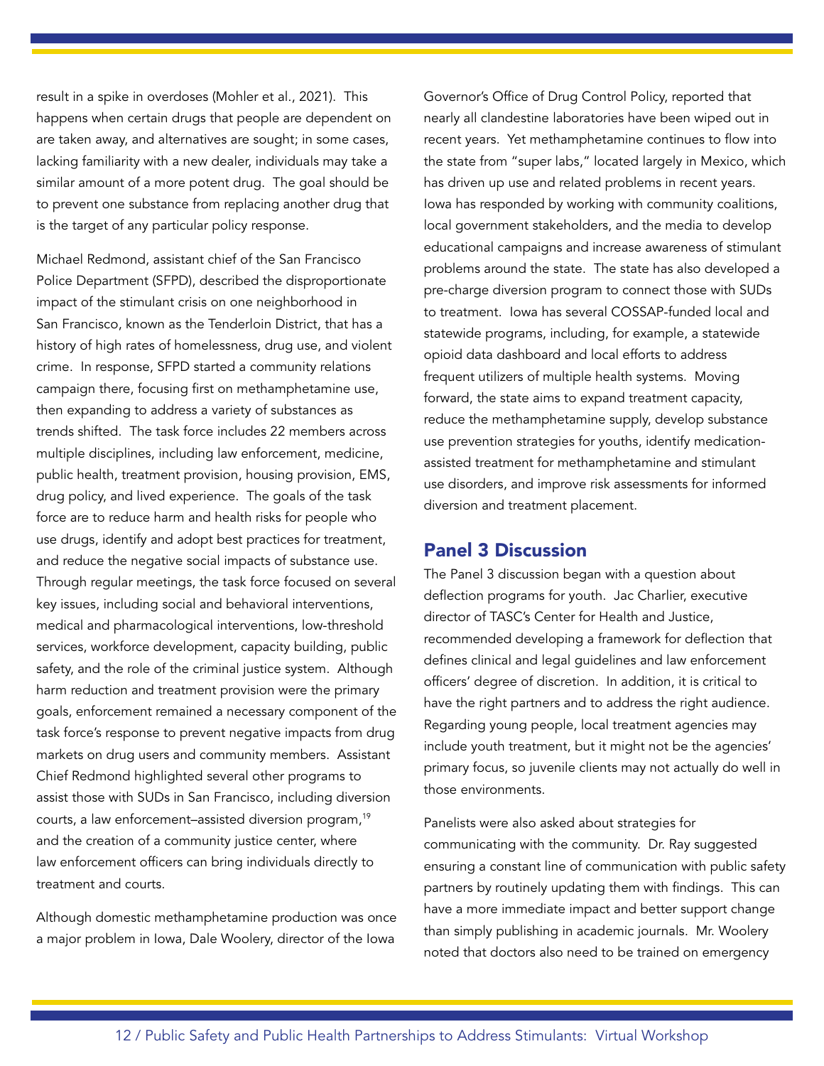result in a spike in overdoses (Mohler et al., 2021). This happens when certain drugs that people are dependent on are taken away, and alternatives are sought; in some cases, lacking familiarity with a new dealer, individuals may take a similar amount of a more potent drug. The goal should be to prevent one substance from replacing another drug that is the target of any particular policy response.

Michael Redmond, assistant chief of the San Francisco Police Department (SFPD), described the disproportionate impact of the stimulant crisis on one neighborhood in San Francisco, known as the Tenderloin District, that has a history of high rates of homelessness, drug use, and violent crime. In response, SFPD started a community relations campaign there, focusing first on methamphetamine use, then expanding to address a variety of substances as trends shifted. The task force includes 22 members across multiple disciplines, including law enforcement, medicine, public health, treatment provision, housing provision, EMS, drug policy, and lived experience. The goals of the task force are to reduce harm and health risks for people who use drugs, identify and adopt best practices for treatment, and reduce the negative social impacts of substance use. Through regular meetings, the task force focused on several key issues, including social and behavioral interventions, medical and pharmacological interventions, low-threshold services, workforce development, capacity building, public safety, and the role of the criminal justice system. Although harm reduction and treatment provision were the primary goals, enforcement remained a necessary component of the task force's response to prevent negative impacts from drug markets on drug users and community members. Assistant Chief Redmond highlighted several other programs to assist those with SUDs in San Francisco, including diversion courts, a law enforcement–assisted diversion program,[19] and the creation of a community justice center, where law enforcement officers can bring individuals directly to treatment and courts.

Although domestic methamphetamine production was once a major problem in Iowa, Dale Woolery, director of the Iowa Governor's Office of Drug Control Policy, reported that nearly all clandestine laboratories have been wiped out in recent years. Yet methamphetamine continues to flow into the state from "super labs," located largely in Mexico, which has driven up use and related problems in recent years. Iowa has responded by working with community coalitions, local government stakeholders, and the media to develop educational campaigns and increase awareness of stimulant problems around the state. The state has also developed a pre-charge diversion program to connect those with SUDs to treatment. Iowa has several COSSAP-funded local and statewide programs, including, for example, a statewide opioid data dashboard and local efforts to address frequent utilizers of multiple health systems. Moving forward, the state aims to expand treatment capacity, reduce the methamphetamine supply, develop substance use prevention strategies for youths, identify medication-assisted treatment for methamphetamine and stimulant use disorders, and improve risk assessments for informed diversion and treatment placement.

## Panel 3 Discussion

The Panel 3 discussion began with a question about deflection programs for youth. Jac Charlier, executive director of TASC's Center for Health and Justice, recommended developing a framework for deflection that defines clinical and legal guidelines and law enforcement officers' degree of discretion. In addition, it is critical to have the right partners and to address the right audience. Regarding young people, local treatment agencies may include youth treatment, but it might not be the agencies' primary focus, so juvenile clients may not actually do well in those environments.

Panelists were also asked about strategies for communicating with the community. Dr. Ray suggested ensuring a constant line of communication with public safety partners by routinely updating them with findings. This can have a more immediate impact and better support change than simply publishing in academic journals. Mr. Woolery noted that doctors also need to be trained on emergency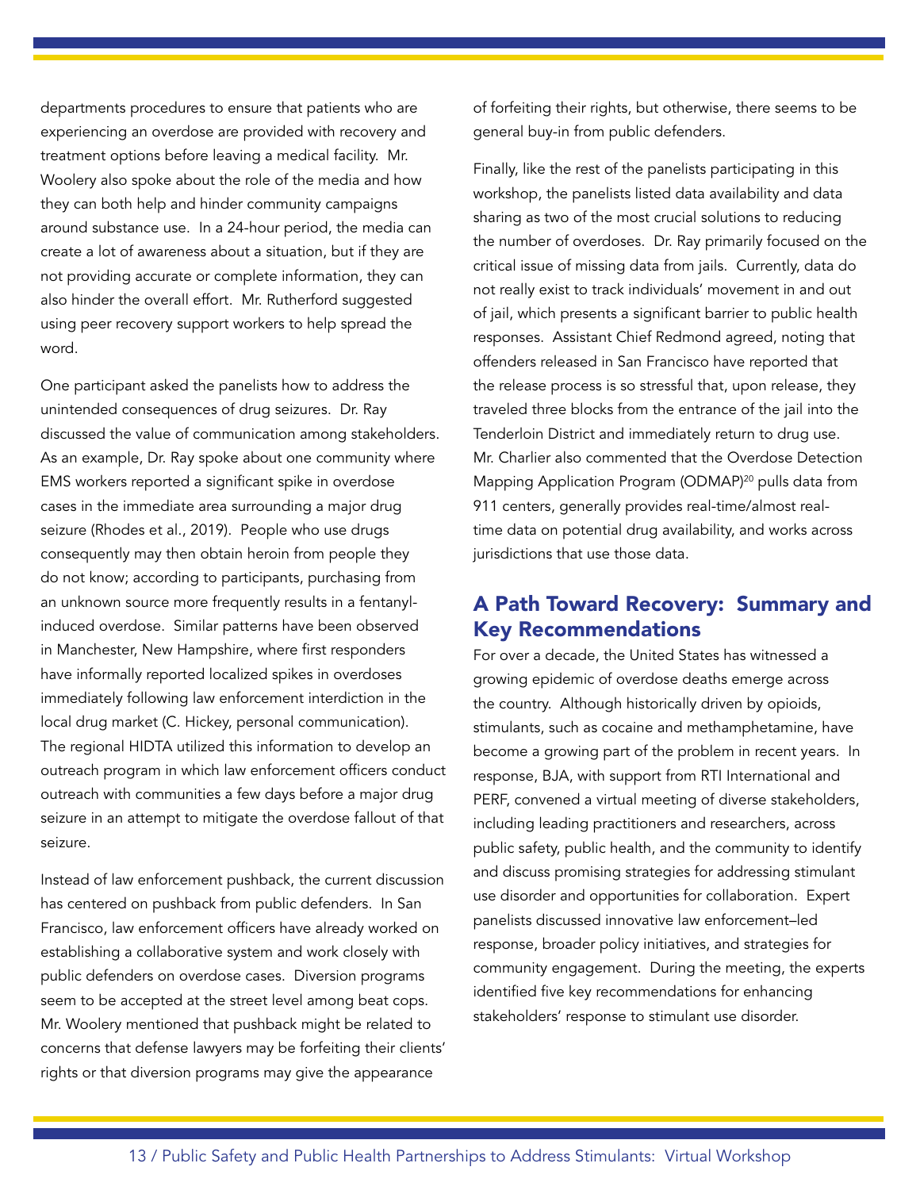departments procedures to ensure that patients who are experiencing an overdose are provided with recovery and treatment options before leaving a medical facility. Mr. Woolery also spoke about the role of the media and how they can both help and hinder community campaigns around substance use. In a 24-hour period, the media can create a lot of awareness about a situation, but if they are not providing accurate or complete information, they can also hinder the overall effort. Mr. Rutherford suggested using peer recovery support workers to help spread the word.

One participant asked the panelists how to address the unintended consequences of drug seizures. Dr. Ray discussed the value of communication among stakeholders. As an example, Dr. Ray spoke about one community where EMS workers reported a significant spike in overdose cases in the immediate area surrounding a major drug seizure (Rhodes et al., 2019). People who use drugs consequently may then obtain heroin from people they do not know; according to participants, purchasing from an unknown source more frequently results in a fentanyl-induced overdose. Similar patterns have been observed in Manchester, New Hampshire, where first responders have informally reported localized spikes in overdoses immediately following law enforcement interdiction in the local drug market (C. Hickey, personal communication). The regional HIDTA utilized this information to develop an outreach program in which law enforcement officers conduct outreach with communities a few days before a major drug seizure in an attempt to mitigate the overdose fallout of that seizure.

Instead of law enforcement pushback, the current discussion has centered on pushback from public defenders. In San Francisco, law enforcement officers have already worked on establishing a collaborative system and work closely with public defenders on overdose cases. Diversion programs seem to be accepted at the street level among beat cops. Mr. Woolery mentioned that pushback might be related to concerns that defense lawyers may be forfeiting their clients' rights or that diversion programs may give the appearance of forfeiting their rights, but otherwise, there seems to be general buy-in from public defenders.

Finally, like the rest of the panelists participating in this workshop, the panelists listed data availability and data sharing as two of the most crucial solutions to reducing the number of overdoses. Dr. Ray primarily focused on the critical issue of missing data from jails. Currently, data do not really exist to track individuals' movement in and out of jail, which presents a significant barrier to public health responses. Assistant Chief Redmond agreed, noting that offenders released in San Francisco have reported that the release process is so stressful that, upon release, they traveled three blocks from the entrance of the jail into the Tenderloin District and immediately return to drug use. Mr. Charlier also commented that the Overdose Detection Mapping Application Program (ODMAP)[20] pulls data from 911 centers, generally provides real-time/almost real-time data on potential drug availability, and works across jurisdictions that use those data.

## A Path Toward Recovery: Summary and Key Recommendations

For over a decade, the United States has witnessed a growing epidemic of overdose deaths emerge across the country. Although historically driven by opioids, stimulants, such as cocaine and methamphetamine, have become a growing part of the problem in recent years. In response, BJA, with support from RTI International and PERF, convened a virtual meeting of diverse stakeholders, including leading practitioners and researchers, across public safety, public health, and the community to identify and discuss promising strategies for addressing stimulant use disorder and opportunities for collaboration. Expert panelists discussed innovative law enforcement–led response, broader policy initiatives, and strategies for community engagement. During the meeting, the experts identified five key recommendations for enhancing stakeholders' response to stimulant use disorder.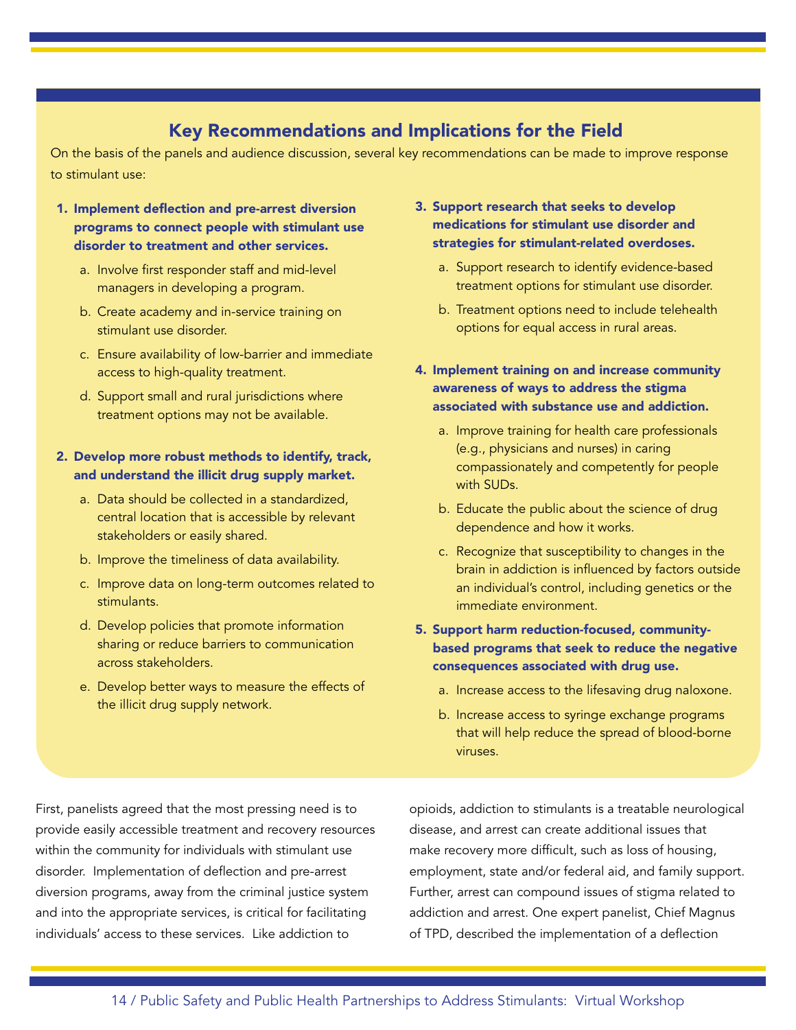## Key Recommendations and Implications for the Field

On the basis of the panels and audience discussion, several key recommendations can be made to improve response to stimulant use:

1. **Implement deflection and pre-arrest diversion programs to connect people with stimulant use disorder to treatment and other services.**
   a. Involve first responder staff and mid-level managers in developing a program.
   b. Create academy and in-service training on stimulant use disorder.
   c. Ensure availability of low-barrier and immediate access to high-quality treatment.
   d. Support small and rural jurisdictions where treatment options may not be available.

2. **Develop more robust methods to identify, track, and understand the illicit drug supply market.**
   a. Data should be collected in a standardized, central location that is accessible by relevant stakeholders or easily shared.
   b. Improve the timeliness of data availability.
   c. Improve data on long-term outcomes related to stimulants.
   d. Develop policies that promote information sharing or reduce barriers to communication across stakeholders.
   e. Develop better ways to measure the effects of the illicit drug supply network.

3. **Support research that seeks to develop medications for stimulant use disorder and strategies for stimulant-related overdoses.**
   a. Support research to identify evidence-based treatment options for stimulant use disorder.
   b. Treatment options need to include telehealth options for equal access in rural areas.

4. **Implement training on and increase community awareness of ways to address the stigma associated with substance use and addiction.**
   a. Improve training for health care professionals (e.g., physicians and nurses) in caring compassionately and competently for people with SUDs.
   b. Educate the public about the science of drug dependence and how it works.
   c. Recognize that susceptibility to changes in the brain in addiction is influenced by factors outside an individual's control, including genetics or the immediate environment.

5. **Support harm reduction-focused, community-based programs that seek to reduce the negative consequences associated with drug use.**
   a. Increase access to the lifesaving drug naloxone.
   b. Increase access to syringe exchange programs that will help reduce the spread of blood-borne viruses.

First, panelists agreed that the most pressing need is to provide easily accessible treatment and recovery resources within the community for individuals with stimulant use disorder. Implementation of deflection and pre-arrest diversion programs, away from the criminal justice system and into the appropriate services, is critical for facilitating individuals' access to these services. Like addiction to opioids, addiction to stimulants is a treatable neurological disease, and arrest can create additional issues that make recovery more difficult, such as loss of housing, employment, state and/or federal aid, and family support. Further, arrest can compound issues of stigma related to addiction and arrest. One expert panelist, Chief Magnus of TPD, described the implementation of a deflection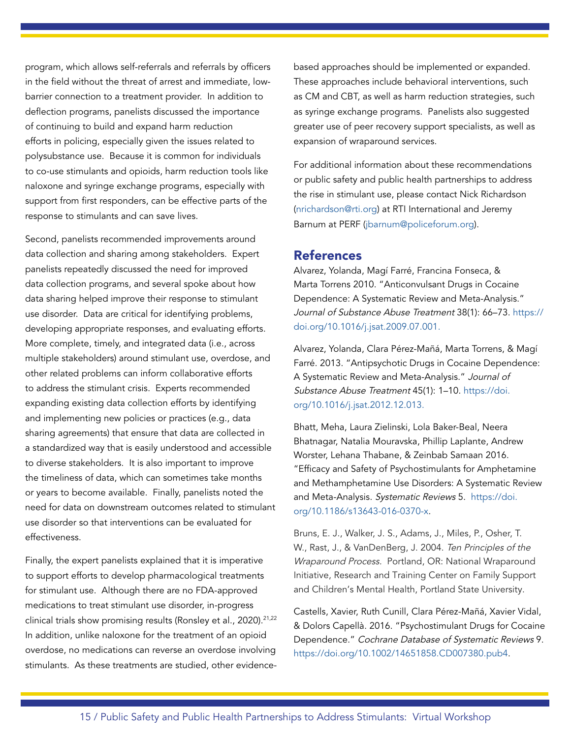program, which allows self-referrals and referrals by officers in the field without the threat of arrest and immediate, low-barrier connection to a treatment provider. In addition to deflection programs, panelists discussed the importance of continuing to build and expand harm reduction efforts in policing, especially given the issues related to polysubstance use. Because it is common for individuals to co-use stimulants and opioids, harm reduction tools like naloxone and syringe exchange programs, especially with support from first responders, can be effective parts of the response to stimulants and can save lives.

Second, panelists recommended improvements around data collection and sharing among stakeholders. Expert panelists repeatedly discussed the need for improved data collection programs, and several spoke about how data sharing helped improve their response to stimulant use disorder. Data are critical for identifying problems, developing appropriate responses, and evaluating efforts. More complete, timely, and integrated data (i.e., across multiple stakeholders) around stimulant use, overdose, and other related problems can inform collaborative efforts to address the stimulant crisis. Experts recommended expanding existing data collection efforts by identifying and implementing new policies or practices (e.g., data sharing agreements) that ensure that data are collected in a standardized way that is easily understood and accessible to diverse stakeholders. It is also important to improve the timeliness of data, which can sometimes take months or years to become available. Finally, panelists noted the need for data on downstream outcomes related to stimulant use disorder so that interventions can be evaluated for effectiveness.

Finally, the expert panelists explained that it is imperative to support efforts to develop pharmacological treatments for stimulant use. Although there are no FDA-approved medications to treat stimulant use disorder, in-progress clinical trials show promising results (Ronsley et al., 2020).[21,22] In addition, unlike naloxone for the treatment of an opioid overdose, no medications can reverse an overdose involving stimulants. As these treatments are studied, other evidence-based approaches should be implemented or expanded. These approaches include behavioral interventions, such as CM and CBT, as well as harm reduction strategies, such as syringe exchange programs. Panelists also suggested greater use of peer recovery support specialists, as well as expansion of wraparound services.

For additional information about these recommendations or public safety and public health partnerships to address the rise in stimulant use, please contact Nick Richardson (nrichardson@rti.org) at RTI International and Jeremy Barnum at PERF (jbarnum@policeforum.org).

## References

Alvarez, Yolanda, Magí Farré, Francina Fonseca, & Marta Torrens 2010. "Anticonvulsant Drugs in Cocaine Dependence: A Systematic Review and Meta-Analysis." *Journal of Substance Abuse Treatment* 38(1): 66–73. https://doi.org/10.1016/j.jsat.2009.07.001.

Alvarez, Yolanda, Clara Pérez-Mañá, Marta Torrens, & Magí Farré. 2013. "Antipsychotic Drugs in Cocaine Dependence: A Systematic Review and Meta-Analysis." *Journal of Substance Abuse Treatment* 45(1): 1–10. https://doi.org/10.1016/j.jsat.2012.12.013.

Bhatt, Meha, Laura Zielinski, Lola Baker-Beal, Neera Bhatnagar, Natalia Mouravska, Phillip Laplante, Andrew Worster, Lehana Thabane, & Zeinbab Samaan 2016. "Efficacy and Safety of Psychostimulants for Amphetamine and Methamphetamine Use Disorders: A Systematic Review and Meta-Analysis. *Systematic Reviews* 5. https://doi.org/10.1186/s13643-016-0370-x.

Bruns, E. J., Walker, J. S., Adams, J., Miles, P., Osher, T. W., Rast, J., & VanDenBerg, J. 2004. *Ten Principles of the Wraparound Process.* Portland, OR: National Wraparound Initiative, Research and Training Center on Family Support and Children's Mental Health, Portland State University.

Castells, Xavier, Ruth Cunill, Clara Pérez-Mañá, Xavier Vidal, & Dolors Capellà. 2016. "Psychostimulant Drugs for Cocaine Dependence." *Cochrane Database of Systematic Reviews* 9. https://doi.org/10.1002/14651858.CD007380.pub4.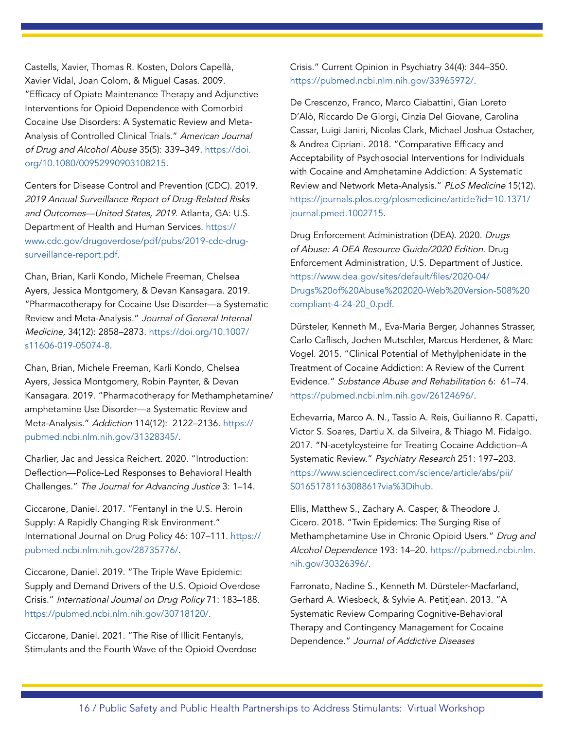Castells, Xavier, Thomas R. Kosten, Dolors Capellà, Xavier Vidal, Joan Colom, & Miguel Casas. 2009. "Efficacy of Opiate Maintenance Therapy and Adjunctive Interventions for Opioid Dependence with Comorbid Cocaine Use Disorders: A Systematic Review and Meta-Analysis of Controlled Clinical Trials." *American Journal of Drug and Alcohol Abuse* 35(5): 339–349. https://doi.org/10.1080/00952990903108215.

Centers for Disease Control and Prevention (CDC). 2019. *2019 Annual Surveillance Report of Drug-Related Risks and Outcomes—United States, 2019*. Atlanta, GA: U.S. Department of Health and Human Services. https://www.cdc.gov/drugoverdose/pdf/pubs/2019-cdc-drug-surveillance-report.pdf.

Chan, Brian, Karli Kondo, Michele Freeman, Chelsea Ayers, Jessica Montgomery, & Devan Kansagara. 2019. "Pharmacotherapy for Cocaine Use Disorder—a Systematic Review and Meta-Analysis." *Journal of General Internal Medicine,* 34(12): 2858–2873. https://doi.org/10.1007/s11606-019-05074-8.

Chan, Brian, Michele Freeman, Karli Kondo, Chelsea Ayers, Jessica Montgomery, Robin Paynter, & Devan Kansagara. 2019. "Pharmacotherapy for Methamphetamine/amphetamine Use Disorder—a Systematic Review and Meta-Analysis." *Addiction* 114(12): 2122–2136. https://pubmed.ncbi.nlm.nih.gov/31328345/.

Charlier, Jac and Jessica Reichert. 2020. "Introduction: Deflection—Police-Led Responses to Behavioral Health Challenges." *The Journal for Advancing Justice* 3: 1–14.

Ciccarone, Daniel. 2017. "Fentanyl in the U.S. Heroin Supply: A Rapidly Changing Risk Environment." International Journal on Drug Policy 46: 107–111. https://pubmed.ncbi.nlm.nih.gov/28735776/.

Ciccarone, Daniel. 2019. "The Triple Wave Epidemic: Supply and Demand Drivers of the U.S. Opioid Overdose Crisis." *International Journal on Drug Policy* 71: 183–188. https://pubmed.ncbi.nlm.nih.gov/30718120/.

Ciccarone, Daniel. 2021. "The Rise of Illicit Fentanyls, Stimulants and the Fourth Wave of the Opioid Overdose Crisis." Current Opinion in Psychiatry 34(4): 344–350. https://pubmed.ncbi.nlm.nih.gov/33965972/.

De Crescenzo, Franco, Marco Ciabattini, Gian Loreto D'Alò, Riccardo De Giorgi, Cinzia Del Giovane, Carolina Cassar, Luigi Janiri, Nicolas Clark, Michael Joshua Ostacher, & Andrea Cipriani. 2018. "Comparative Efficacy and Acceptability of Psychosocial Interventions for Individuals with Cocaine and Amphetamine Addiction: A Systematic Review and Network Meta-Analysis." *PLoS Medicine* 15(12). https://journals.plos.org/plosmedicine/article?id=10.1371/journal.pmed.1002715.

Drug Enforcement Administration (DEA). 2020. *Drugs of Abuse: A DEA Resource Guide/2020 Edition*. Drug Enforcement Administration, U.S. Department of Justice. https://www.dea.gov/sites/default/files/2020-04/Drugs%20of%20Abuse%202020-Web%20Version-508%20compliant-4-24-20_0.pdf.

Dürsteler, Kenneth M., Eva-Maria Berger, Johannes Strasser, Carlo Caflisch, Jochen Mutschler, Marcus Herdener, & Marc Vogel. 2015. "Clinical Potential of Methylphenidate in the Treatment of Cocaine Addiction: A Review of the Current Evidence." *Substance Abuse and Rehabilitation* 6: 61–74. https://pubmed.ncbi.nlm.nih.gov/26124696/.

Echevarria, Marco A. N., Tassio A. Reis, Guilianno R. Capatti, Victor S. Soares, Dartiu X. da Silveira, & Thiago M. Fidalgo. 2017. "N-acetylcysteine for Treating Cocaine Addiction–A Systematic Review." *Psychiatry Research* 251: 197–203. https://www.sciencedirect.com/science/article/abs/pii/S0165178116308861?via%3Dihub.

Ellis, Matthew S., Zachary A. Casper, & Theodore J. Cicero. 2018. "Twin Epidemics: The Surging Rise of Methamphetamine Use in Chronic Opioid Users." *Drug and Alcohol Dependence* 193: 14–20. https://pubmed.ncbi.nlm.nih.gov/30326396/.

Farronato, Nadine S., Kenneth M. Dürsteler-Macfarland, Gerhard A. Wiesbeck, & Sylvie A. Petitjean. 2013. "A Systematic Review Comparing Cognitive-Behavioral Therapy and Contingency Management for Cocaine Dependence." *Journal of Addictive Diseases*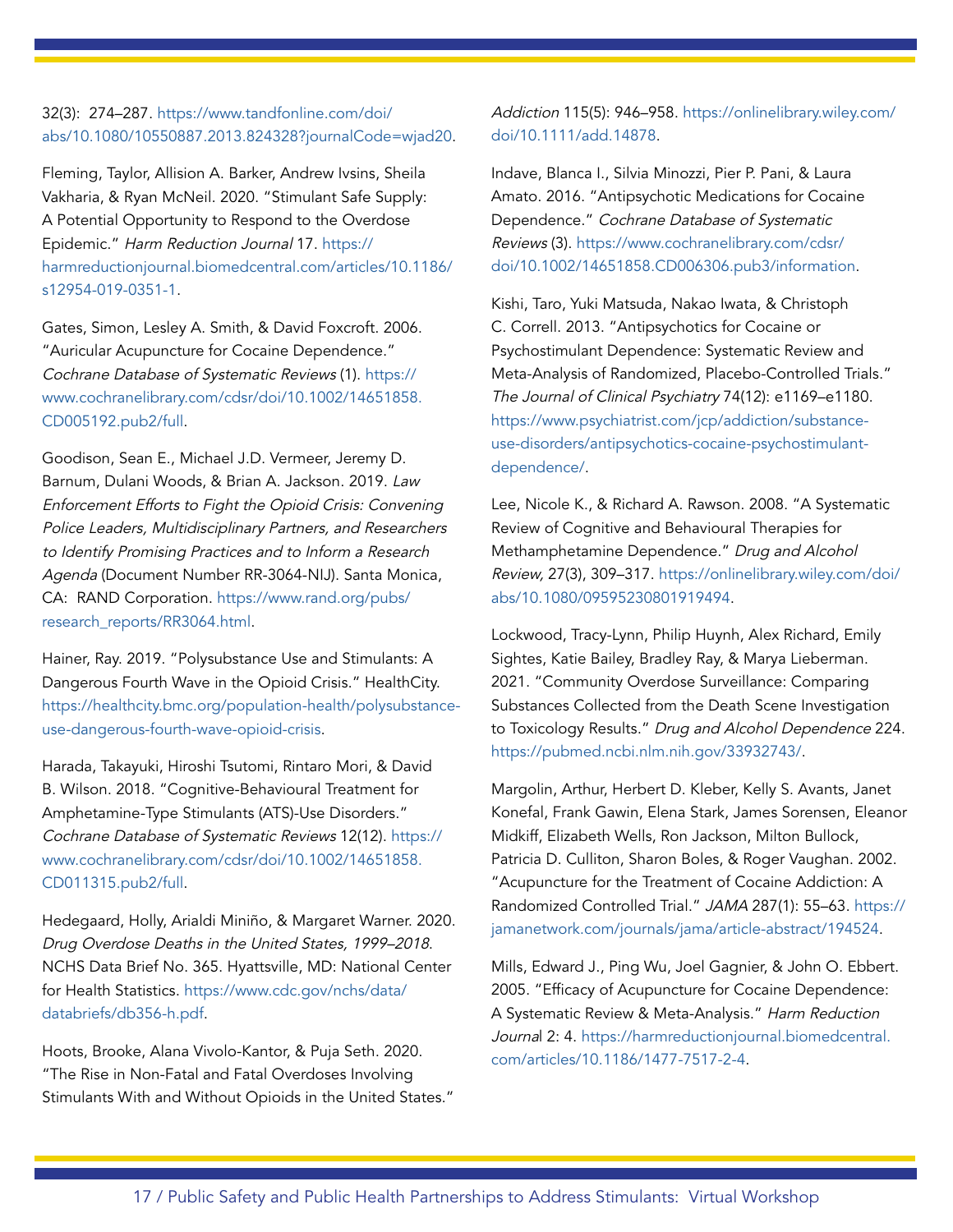32(3): 274–287. https://www.tandfonline.com/doi/abs/10.1080/10550887.2013.824328?journalCode=wjad20.

Fleming, Taylor, Allision A. Barker, Andrew Ivsins, Sheila Vakharia, & Ryan McNeil. 2020. "Stimulant Safe Supply: A Potential Opportunity to Respond to the Overdose Epidemic." *Harm Reduction Journal* 17. https://harmreductionjournal.biomedcentral.com/articles/10.1186/s12954-019-0351-1.

Gates, Simon, Lesley A. Smith, & David Foxcroft. 2006. "Auricular Acupuncture for Cocaine Dependence." *Cochrane Database of Systematic Reviews* (1). https://www.cochranelibrary.com/cdsr/doi/10.1002/14651858.CD005192.pub2/full.

Goodison, Sean E., Michael J.D. Vermeer, Jeremy D. Barnum, Dulani Woods, & Brian A. Jackson. 2019. *Law Enforcement Efforts to Fight the Opioid Crisis: Convening Police Leaders, Multidisciplinary Partners, and Researchers to Identify Promising Practices and to Inform a Research Agenda* (Document Number RR-3064-NIJ). Santa Monica, CA: RAND Corporation. https://www.rand.org/pubs/research_reports/RR3064.html.

Hainer, Ray. 2019. "Polysubstance Use and Stimulants: A Dangerous Fourth Wave in the Opioid Crisis." HealthCity. https://healthcity.bmc.org/population-health/polysubstance-use-dangerous-fourth-wave-opioid-crisis.

Harada, Takayuki, Hiroshi Tsutomi, Rintaro Mori, & David B. Wilson. 2018. "Cognitive-Behavioural Treatment for Amphetamine-Type Stimulants (ATS)-Use Disorders." *Cochrane Database of Systematic Reviews* 12(12). https://www.cochranelibrary.com/cdsr/doi/10.1002/14651858.CD011315.pub2/full.

Hedegaard, Holly, Arialdi Miniño, & Margaret Warner. 2020. *Drug Overdose Deaths in the United States, 1999–2018*. NCHS Data Brief No. 365. Hyattsville, MD: National Center for Health Statistics. https://www.cdc.gov/nchs/data/databriefs/db356-h.pdf.

Hoots, Brooke, Alana Vivolo-Kantor, & Puja Seth. 2020. "The Rise in Non-Fatal and Fatal Overdoses Involving Stimulants With and Without Opioids in the United States." *Addiction* 115(5): 946–958. https://onlinelibrary.wiley.com/doi/10.1111/add.14878.

Indave, Blanca I., Silvia Minozzi, Pier P. Pani, & Laura Amato. 2016. "Antipsychotic Medications for Cocaine Dependence." *Cochrane Database of Systematic Reviews* (3). https://www.cochranelibrary.com/cdsr/doi/10.1002/14651858.CD006306.pub3/information.

Kishi, Taro, Yuki Matsuda, Nakao Iwata, & Christoph C. Correll. 2013. "Antipsychotics for Cocaine or Psychostimulant Dependence: Systematic Review and Meta-Analysis of Randomized, Placebo-Controlled Trials." *The Journal of Clinical Psychiatry* 74(12): e1169–e1180. https://www.psychiatrist.com/jcp/addiction/substance-use-disorders/antipsychotics-cocaine-psychostimulant-dependence/.

Lee, Nicole K., & Richard A. Rawson. 2008. "A Systematic Review of Cognitive and Behavioural Therapies for Methamphetamine Dependence." *Drug and Alcohol Review,* 27(3), 309–317. https://onlinelibrary.wiley.com/doi/abs/10.1080/09595230801919494.

Lockwood, Tracy-Lynn, Philip Huynh, Alex Richard, Emily Sightes, Katie Bailey, Bradley Ray, & Marya Lieberman. 2021. "Community Overdose Surveillance: Comparing Substances Collected from the Death Scene Investigation to Toxicology Results." *Drug and Alcohol Dependence* 224. https://pubmed.ncbi.nlm.nih.gov/33932743/.

Margolin, Arthur, Herbert D. Kleber, Kelly S. Avants, Janet Konefal, Frank Gawin, Elena Stark, James Sorensen, Eleanor Midkiff, Elizabeth Wells, Ron Jackson, Milton Bullock, Patricia D. Culliton, Sharon Boles, & Roger Vaughan. 2002. "Acupuncture for the Treatment of Cocaine Addiction: A Randomized Controlled Trial." *JAMA* 287(1): 55–63. https://jamanetwork.com/journals/jama/article-abstract/194524.

Mills, Edward J., Ping Wu, Joel Gagnier, & John O. Ebbert. 2005. "Efficacy of Acupuncture for Cocaine Dependence: A Systematic Review & Meta-Analysis." *Harm Reduction Journal* 2: 4. https://harmreductionjournal.biomedcentral.com/articles/10.1186/1477-7517-2-4.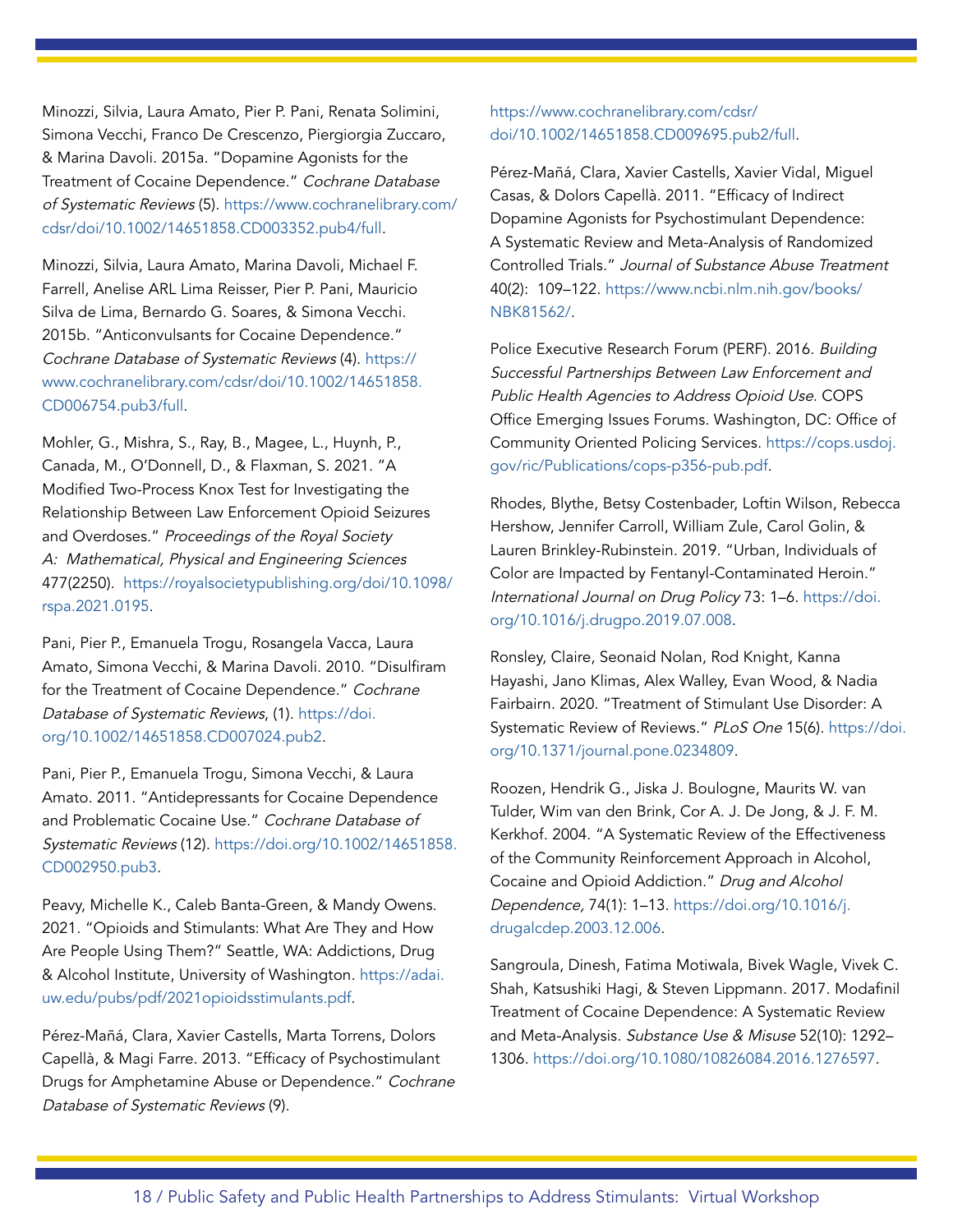Minozzi, Silvia, Laura Amato, Pier P. Pani, Renata Solimini, Simona Vecchi, Franco De Crescenzo, Piergiorgia Zuccaro, & Marina Davoli. 2015a. "Dopamine Agonists for the Treatment of Cocaine Dependence." *Cochrane Database of Systematic Reviews* (5). https://www.cochranelibrary.com/cdsr/doi/10.1002/14651858.CD003352.pub4/full.

Minozzi, Silvia, Laura Amato, Marina Davoli, Michael F. Farrell, Anelise ARL Lima Reisser, Pier P. Pani, Mauricio Silva de Lima, Bernardo G. Soares, & Simona Vecchi. 2015b. "Anticonvulsants for Cocaine Dependence." *Cochrane Database of Systematic Reviews* (4). https://www.cochranelibrary.com/cdsr/doi/10.1002/14651858.CD006754.pub3/full.

Mohler, G., Mishra, S., Ray, B., Magee, L., Huynh, P., Canada, M., O'Donnell, D., & Flaxman, S. 2021. "A Modified Two-Process Knox Test for Investigating the Relationship Between Law Enforcement Opioid Seizures and Overdoses." *Proceedings of the Royal Society A: Mathematical, Physical and Engineering Sciences* 477(2250). https://royalsocietypublishing.org/doi/10.1098/rspa.2021.0195.

Pani, Pier P., Emanuela Trogu, Rosangela Vacca, Laura Amato, Simona Vecchi, & Marina Davoli. 2010. "Disulfiram for the Treatment of Cocaine Dependence." *Cochrane Database of Systematic Reviews*, (1). https://doi.org/10.1002/14651858.CD007024.pub2.

Pani, Pier P., Emanuela Trogu, Simona Vecchi, & Laura Amato. 2011. "Antidepressants for Cocaine Dependence and Problematic Cocaine Use." *Cochrane Database of Systematic Reviews* (12). https://doi.org/10.1002/14651858.CD002950.pub3.

Peavy, Michelle K., Caleb Banta-Green, & Mandy Owens. 2021. "Opioids and Stimulants: What Are They and How Are People Using Them?" Seattle, WA: Addictions, Drug & Alcohol Institute, University of Washington. https://adai.uw.edu/pubs/pdf/2021opioidsstimulants.pdf.

Pérez-Mañá, Clara, Xavier Castells, Marta Torrens, Dolors Capellà, & Magi Farre. 2013. "Efficacy of Psychostimulant Drugs for Amphetamine Abuse or Dependence." *Cochrane Database of Systematic Reviews* (9). https://www.cochranelibrary.com/cdsr/doi/10.1002/14651858.CD009695.pub2/full.

Pérez-Mañá, Clara, Xavier Castells, Xavier Vidal, Miguel Casas, & Dolors Capellà. 2011. "Efficacy of Indirect Dopamine Agonists for Psychostimulant Dependence: A Systematic Review and Meta-Analysis of Randomized Controlled Trials." *Journal of Substance Abuse Treatment* 40(2): 109–122. https://www.ncbi.nlm.nih.gov/books/NBK81562/.

Police Executive Research Forum (PERF). 2016. *Building Successful Partnerships Between Law Enforcement and Public Health Agencies to Address Opioid Use*. COPS Office Emerging Issues Forums. Washington, DC: Office of Community Oriented Policing Services. https://cops.usdoj.gov/ric/Publications/cops-p356-pub.pdf.

Rhodes, Blythe, Betsy Costenbader, Loftin Wilson, Rebecca Hershow, Jennifer Carroll, William Zule, Carol Golin, & Lauren Brinkley-Rubinstein. 2019. "Urban, Individuals of Color are Impacted by Fentanyl-Contaminated Heroin." *International Journal on Drug Policy* 73: 1–6. https://doi.org/10.1016/j.drugpo.2019.07.008.

Ronsley, Claire, Seonaid Nolan, Rod Knight, Kanna Hayashi, Jano Klimas, Alex Walley, Evan Wood, & Nadia Fairbairn. 2020. "Treatment of Stimulant Use Disorder: A Systematic Review of Reviews." *PLoS One* 15(6). https://doi.org/10.1371/journal.pone.0234809.

Roozen, Hendrik G., Jiska J. Boulogne, Maurits W. van Tulder, Wim van den Brink, Cor A. J. De Jong, & J. F. M. Kerkhof. 2004. "A Systematic Review of the Effectiveness of the Community Reinforcement Approach in Alcohol, Cocaine and Opioid Addiction." *Drug and Alcohol Dependence,* 74(1): 1–13. https://doi.org/10.1016/j.drugalcdep.2003.12.006.

Sangroula, Dinesh, Fatima Motiwala, Bivek Wagle, Vivek C. Shah, Katsushiki Hagi, & Steven Lippmann. 2017. Modafinil Treatment of Cocaine Dependence: A Systematic Review and Meta-Analysis. *Substance Use & Misuse* 52(10): 1292–1306. https://doi.org/10.1080/10826084.2016.1276597.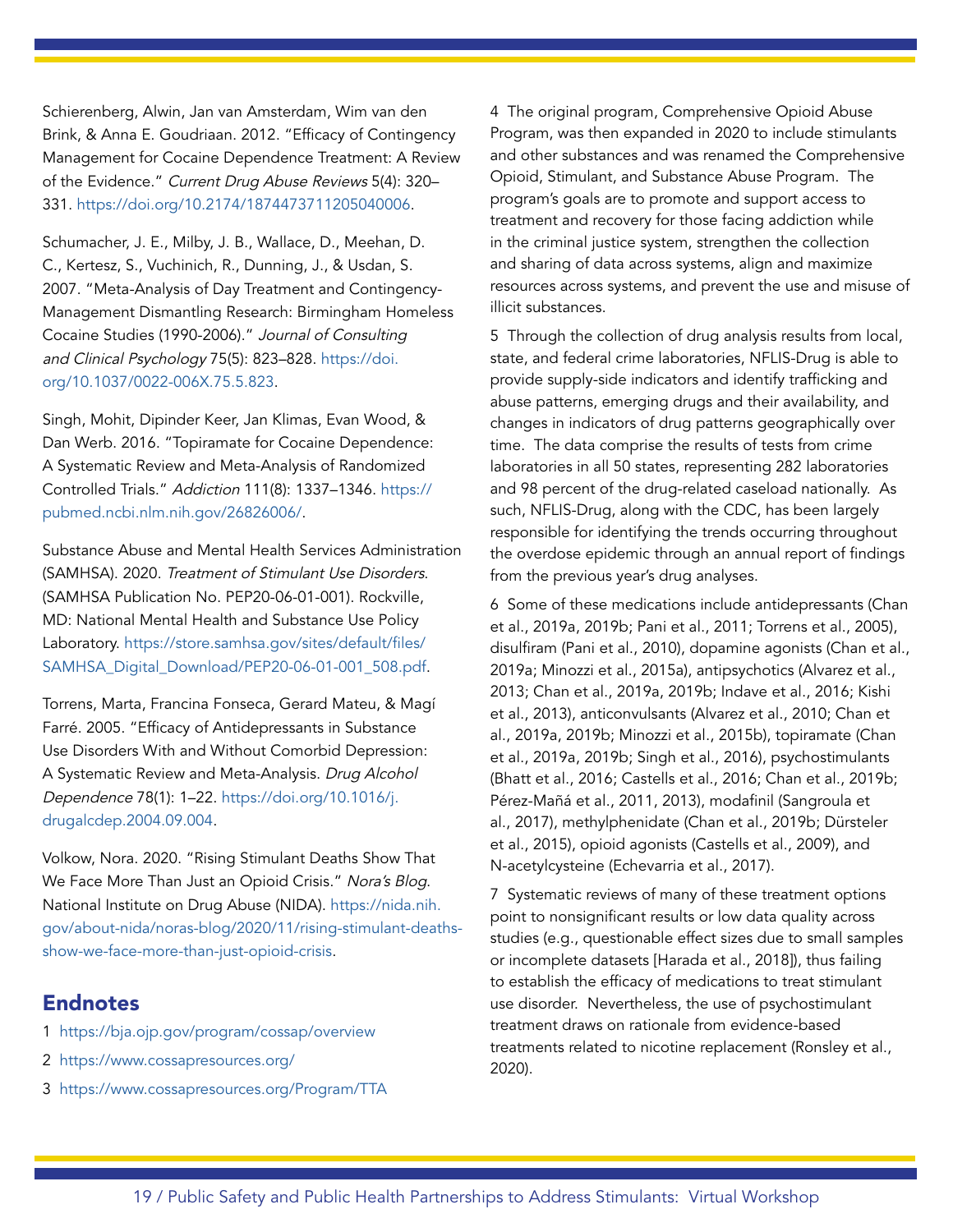Schierenberg, Alwin, Jan van Amsterdam, Wim van den Brink, & Anna E. Goudriaan. 2012. "Efficacy of Contingency Management for Cocaine Dependence Treatment: A Review of the Evidence." *Current Drug Abuse Reviews* 5(4): 320–331. https://doi.org/10.2174/1874473711205040006.

Schumacher, J. E., Milby, J. B., Wallace, D., Meehan, D. C., Kertesz, S., Vuchinich, R., Dunning, J., & Usdan, S. 2007. "Meta-Analysis of Day Treatment and Contingency-Management Dismantling Research: Birmingham Homeless Cocaine Studies (1990-2006)." *Journal of Consulting and Clinical Psychology* 75(5): 823–828. https://doi.org/10.1037/0022-006X.75.5.823.

Singh, Mohit, Dipinder Keer, Jan Klimas, Evan Wood, & Dan Werb. 2016. "Topiramate for Cocaine Dependence: A Systematic Review and Meta-Analysis of Randomized Controlled Trials." *Addiction* 111(8): 1337–1346. https://pubmed.ncbi.nlm.nih.gov/26826006/.

Substance Abuse and Mental Health Services Administration (SAMHSA). 2020. *Treatment of Stimulant Use Disorders*. (SAMHSA Publication No. PEP20-06-01-001). Rockville, MD: National Mental Health and Substance Use Policy Laboratory. https://store.samhsa.gov/sites/default/files/SAMHSA_Digital_Download/PEP20-06-01-001_508.pdf.

Torrens, Marta, Francina Fonseca, Gerard Mateu, & Magí Farré. 2005. "Efficacy of Antidepressants in Substance Use Disorders With and Without Comorbid Depression: A Systematic Review and Meta-Analysis. *Drug Alcohol Dependence* 78(1): 1–22. https://doi.org/10.1016/j.drugalcdep.2004.09.004.

Volkow, Nora. 2020. "Rising Stimulant Deaths Show That We Face More Than Just an Opioid Crisis." *Nora's Blog*. National Institute on Drug Abuse (NIDA). https://nida.nih.gov/about-nida/noras-blog/2020/11/rising-stimulant-deaths-show-we-face-more-than-just-opioid-crisis.

## Endnotes

1 https://bja.ojp.gov/program/cossap/overview

2 https://www.cossapresources.org/

3 https://www.cossapresources.org/Program/TTA

4 The original program, Comprehensive Opioid Abuse Program, was then expanded in 2020 to include stimulants and other substances and was renamed the Comprehensive Opioid, Stimulant, and Substance Abuse Program. The program's goals are to promote and support access to treatment and recovery for those facing addiction while in the criminal justice system, strengthen the collection and sharing of data across systems, align and maximize resources across systems, and prevent the use and misuse of illicit substances.

5 Through the collection of drug analysis results from local, state, and federal crime laboratories, NFLIS-Drug is able to provide supply-side indicators and identify trafficking and abuse patterns, emerging drugs and their availability, and changes in indicators of drug patterns geographically over time. The data comprise the results of tests from crime laboratories in all 50 states, representing 282 laboratories and 98 percent of the drug-related caseload nationally. As such, NFLIS-Drug, along with the CDC, has been largely responsible for identifying the trends occurring throughout the overdose epidemic through an annual report of findings from the previous year's drug analyses.

6 Some of these medications include antidepressants (Chan et al., 2019a, 2019b; Pani et al., 2011; Torrens et al., 2005), disulfiram (Pani et al., 2010), dopamine agonists (Chan et al., 2019a; Minozzi et al., 2015a), antipsychotics (Alvarez et al., 2013; Chan et al., 2019a, 2019b; Indave et al., 2016; Kishi et al., 2013), anticonvulsants (Alvarez et al., 2010; Chan et al., 2019a, 2019b; Minozzi et al., 2015b), topiramate (Chan et al., 2019a, 2019b; Singh et al., 2016), psychostimulants (Bhatt et al., 2016; Castells et al., 2016; Chan et al., 2019b; Pérez-Mañá et al., 2011, 2013), modafinil (Sangroula et al., 2017), methylphenidate (Chan et al., 2019b; Dürsteler et al., 2015), opioid agonists (Castells et al., 2009), and N-acetylcysteine (Echevarria et al., 2017).

7 Systematic reviews of many of these treatment options point to nonsignificant results or low data quality across studies (e.g., questionable effect sizes due to small samples or incomplete datasets [Harada et al., 2018]), thus failing to establish the efficacy of medications to treat stimulant use disorder. Nevertheless, the use of psychostimulant treatment draws on rationale from evidence-based treatments related to nicotine replacement (Ronsley et al., 2020).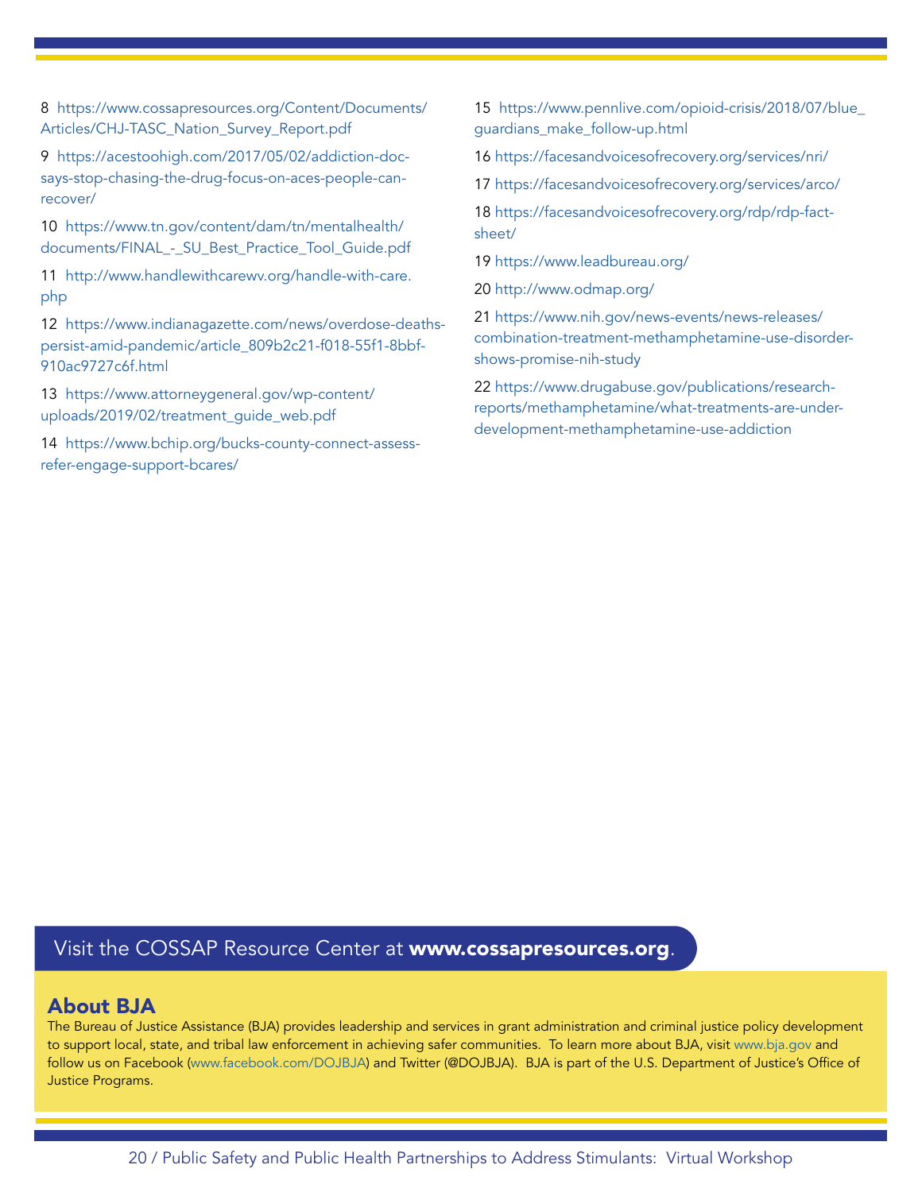8 https://www.cossapresources.org/Content/Documents/Articles/CHJ-TASC_Nation_Survey_Report.pdf

9 https://acestoohigh.com/2017/05/02/addiction-doc-says-stop-chasing-the-drug-focus-on-aces-people-can-recover/

10 https://www.tn.gov/content/dam/tn/mentalhealth/documents/FINAL_-_SU_Best_Practice_Tool_Guide.pdf

11 http://www.handlewithcarewv.org/handle-with-care.php

12 https://www.indianagazette.com/news/overdose-deaths-persist-amid-pandemic/article_809b2c21-f018-55f1-8bbf-910ac9727c6f.html

13 https://www.attorneygeneral.gov/wp-content/uploads/2019/02/treatment_guide_web.pdf

14 https://www.bchip.org/bucks-county-connect-assess-refer-engage-support-bcares/

15 https://www.pennlive.com/opioid-crisis/2018/07/blue_guardians_make_follow-up.html

16 https://facesandvoicesofrecovery.org/services/nri/

17 https://facesandvoicesofrecovery.org/services/arco/

18 https://facesandvoicesofrecovery.org/rdp/rdp-fact-sheet/

19 https://www.leadbureau.org/

20 http://www.odmap.org/

21 https://www.nih.gov/news-events/news-releases/combination-treatment-methamphetamine-use-disorder-shows-promise-nih-study

22 https://www.drugabuse.gov/publications/research-reports/methamphetamine/what-treatments-are-under-development-methamphetamine-use-addiction

Visit the COSSAP Resource Center at **www.cossapresources.org**.

## About BJA

The Bureau of Justice Assistance (BJA) provides leadership and services in grant administration and criminal justice policy development to support local, state, and tribal law enforcement in achieving safer communities. To learn more about BJA, visit www.bja.gov and follow us on Facebook (www.facebook.com/DOJBJA) and Twitter (@DOJBJA). BJA is part of the U.S. Department of Justice's Office of Justice Programs.